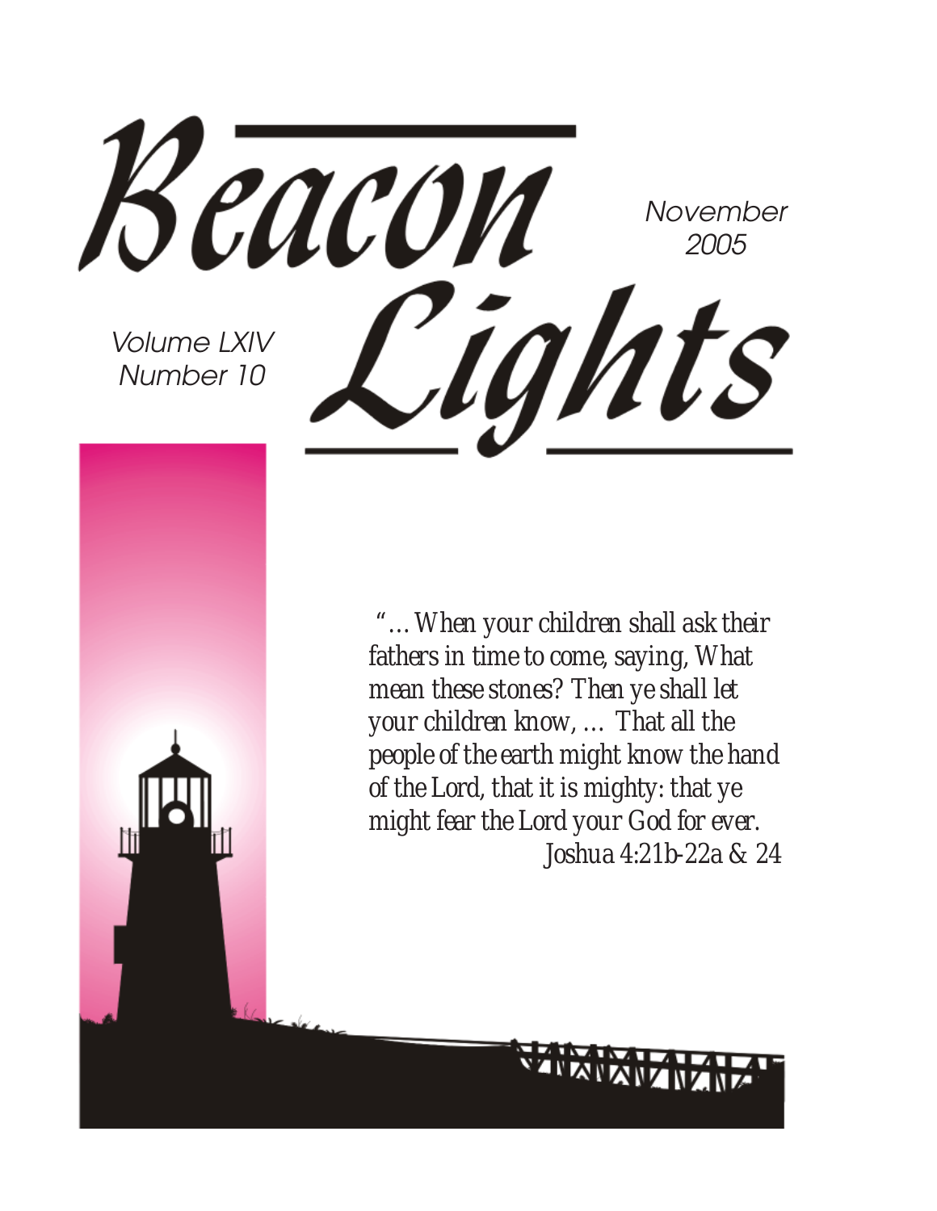# Beacon Lights

November 2005

Volume LXIV
Number 10

*"…When your children shall ask their fathers in time to come, saying, What mean these stones? Then ye shall let your children know, … That all the people of the earth might know the hand of the Lord, that it is mighty: that ye might fear the Lord your God for ever.*
*Joshua 4:21b-22a & 24*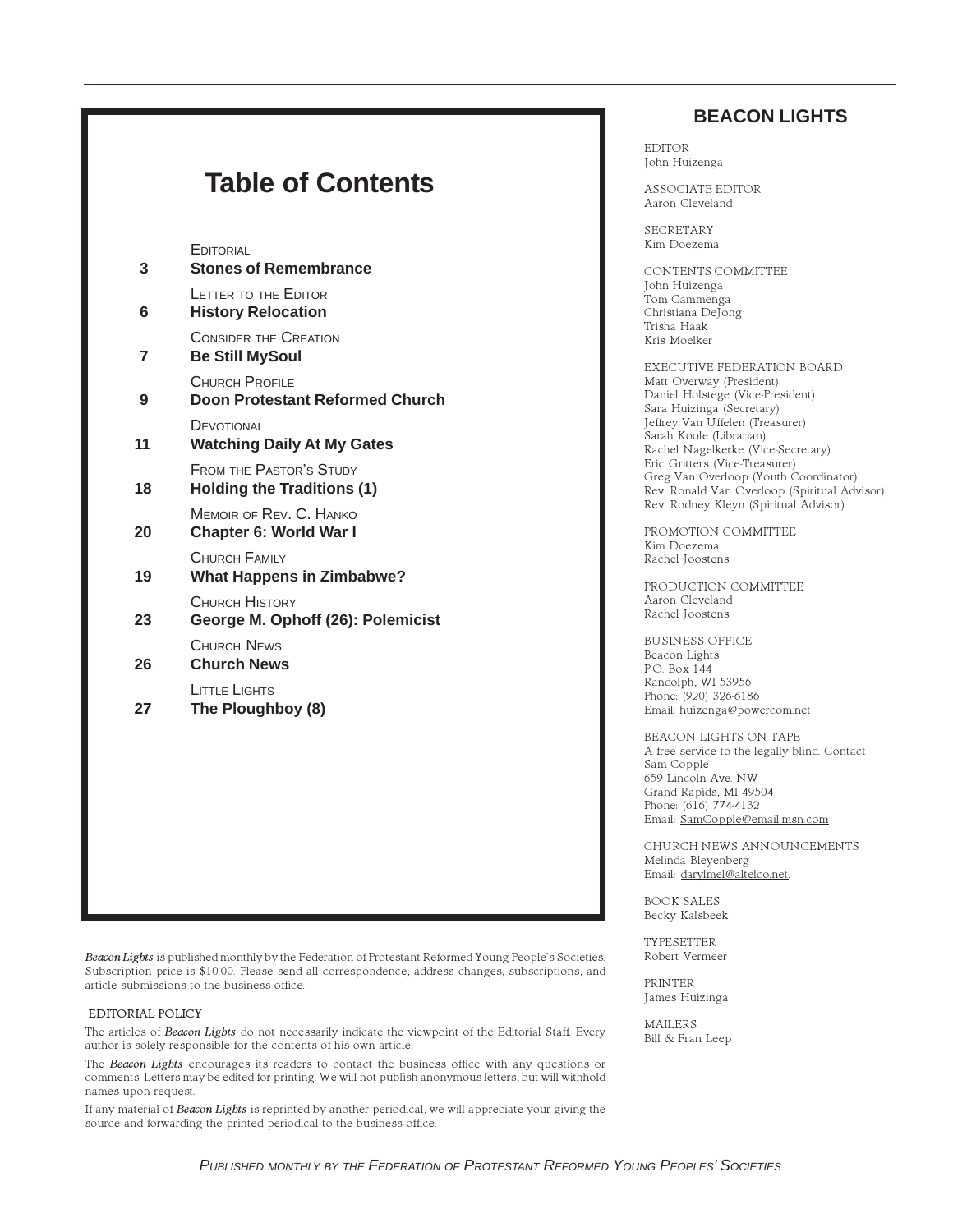# Table of Contents

| | |
|---|---|
| | EDITORIAL |
| 3 | **Stones of Remembrance** |
| | LETTER TO THE EDITOR |
| 6 | **History Relocation** |
| | CONSIDER THE CREATION |
| 7 | **Be Still MySoul** |
| | CHURCH PROFILE |
| 9 | **Doon Protestant Reformed Church** |
| | DEVOTIONAL |
| 11 | **Watching Daily At My Gates** |
| | FROM THE PASTOR'S STUDY |
| 18 | **Holding the Traditions (1)** |
| | MEMOIR OF REV. C. HANKO |
| 20 | **Chapter 6: World War I** |
| | CHURCH FAMILY |
| 19 | **What Happens in Zimbabwe?** |
| | CHURCH HISTORY |
| 23 | **George M. Ophoff (26): Polemicist** |
| | CHURCH NEWS |
| 26 | **Church News** |
| | LITTLE LIGHTS |
| 27 | **The Ploughboy (8)** |

*Beacon Lights* is published monthly by the Federation of Protestant Reformed Young People's Societies. Subscription price is $10.00. Please send all correspondence, address changes, subscriptions, and article submissions to the business office.

EDITORIAL POLICY

The articles of *Beacon Lights* do not necessarily indicate the viewpoint of the Editorial Staff. Every author is solely responsible for the contents of his own article.

The *Beacon Lights* encourages its readers to contact the business office with any questions or comments. Letters may be edited for printing. We will not publish anonymous letters, but will withhold names upon request.

If any material of *Beacon Lights* is reprinted by another periodical, we will appreciate your giving the source and forwarding the printed periodical to the business office.

## BEACON LIGHTS

EDITOR
John Huizenga

ASSOCIATE EDITOR
Aaron Cleveland

SECRETARY
Kim Doezema

CONTENTS COMMITTEE
John Huizenga
Tom Cammenga
Christiana DeJong
Trisha Haak
Kris Moelker

EXECUTIVE FEDERATION BOARD
Matt Overway (President)
Daniel Holstege (Vice-President)
Sara Huizinga (Secretary)
Jeffrey Van Uffelen (Treasurer)
Sarah Koole (Librarian)
Rachel Nagelkerke (Vice-Secretary)
Eric Gritters (Vice-Treasurer)
Greg Van Overloop (Youth Coordinator)
Rev. Ronald Van Overloop (Spiritual Advisor)
Rev. Rodney Kleyn (Spiritual Advisor)

PROMOTION COMMITTEE
Kim Doezema
Rachel Joostens

PRODUCTION COMMITTEE
Aaron Cleveland
Rachel Joostens

BUSINESS OFFICE
Beacon Lights
P.O. Box 144
Randolph, WI 53956
Phone: (920) 326-6186
Email: huizenga@powercom.net

BEACON LIGHTS ON TAPE
A free service to the legally blind. Contact
Sam Copple
659 Lincoln Ave. NW
Grand Rapids, MI 49504
Phone: (616) 774-4132
Email: SamCopple@email.msn.com

CHURCH NEWS ANNOUNCEMENTS
Melinda Bleyenberg
Email: darylmel@altelco.net.

BOOK SALES
Becky Kalsbeek

TYPESETTER
Robert Vermeer

PRINTER
James Huizinga

MAILERS
Bill & Fran Leep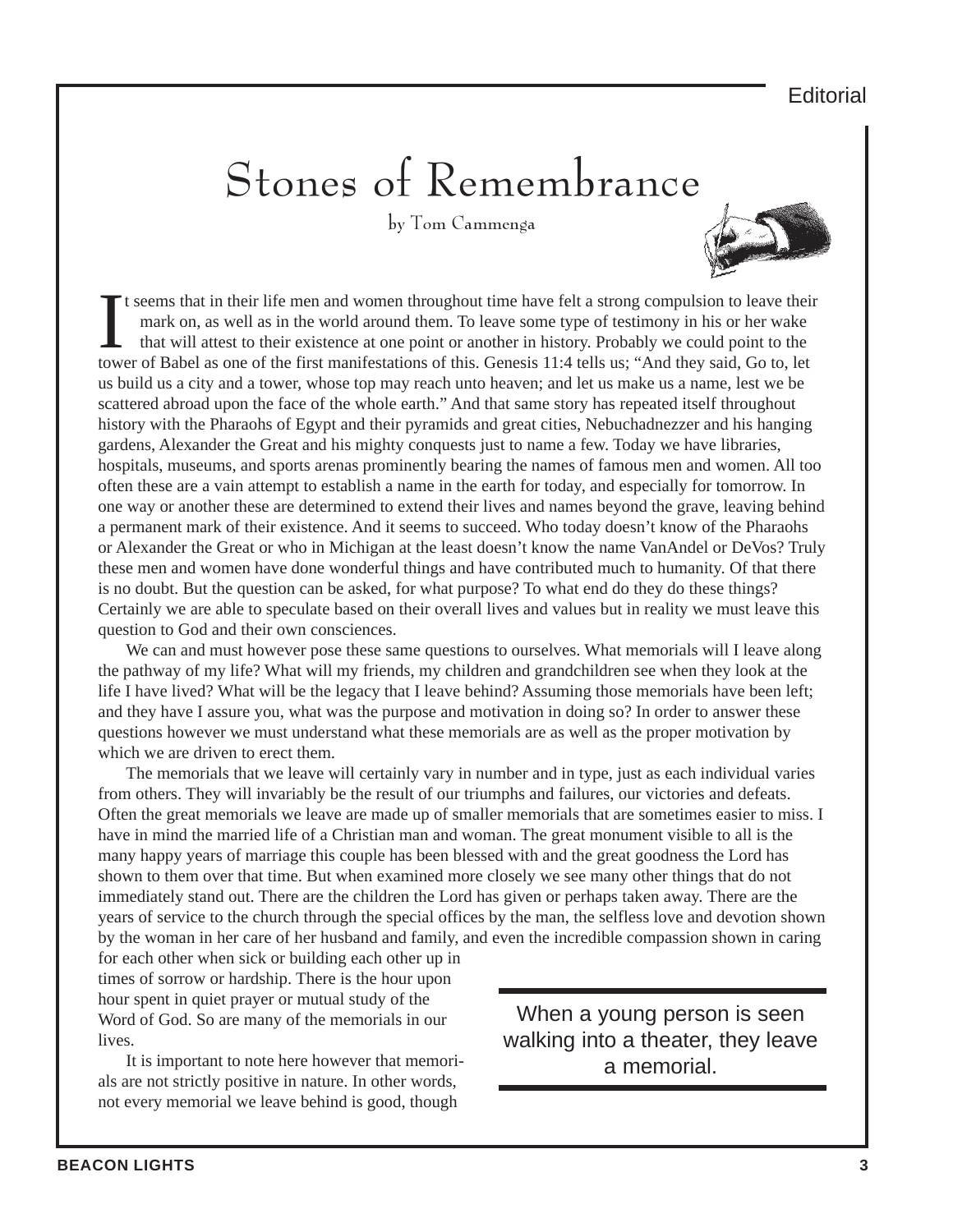Editorial

# Stones of Remembrance

by Tom Cammenga

It seems that in their life men and women throughout time have felt a strong compulsion to leave their mark on, as well as in the world around them. To leave some type of testimony in his or her wake that will attest to their existence at one point or another in history. Probably we could point to the tower of Babel as one of the first manifestations of this. Genesis 11:4 tells us; "And they said, Go to, let us build us a city and a tower, whose top may reach unto heaven; and let us make us a name, lest we be scattered abroad upon the face of the whole earth." And that same story has repeated itself throughout history with the Pharaohs of Egypt and their pyramids and great cities, Nebuchadnezzer and his hanging gardens, Alexander the Great and his mighty conquests just to name a few. Today we have libraries, hospitals, museums, and sports arenas prominently bearing the names of famous men and women. All too often these are a vain attempt to establish a name in the earth for today, and especially for tomorrow. In one way or another these are determined to extend their lives and names beyond the grave, leaving behind a permanent mark of their existence. And it seems to succeed. Who today doesn't know of the Pharaohs or Alexander the Great or who in Michigan at the least doesn't know the name VanAndel or DeVos? Truly these men and women have done wonderful things and have contributed much to humanity. Of that there is no doubt. But the question can be asked, for what purpose? To what end do they do these things? Certainly we are able to speculate based on their overall lives and values but in reality we must leave this question to God and their own consciences.

We can and must however pose these same questions to ourselves. What memorials will I leave along the pathway of my life? What will my friends, my children and grandchildren see when they look at the life I have lived? What will be the legacy that I leave behind? Assuming those memorials have been left; and they have I assure you, what was the purpose and motivation in doing so? In order to answer these questions however we must understand what these memorials are as well as the proper motivation by which we are driven to erect them.

The memorials that we leave will certainly vary in number and in type, just as each individual varies from others. They will invariably be the result of our triumphs and failures, our victories and defeats. Often the great memorials we leave are made up of smaller memorials that are sometimes easier to miss. I have in mind the married life of a Christian man and woman. The great monument visible to all is the many happy years of marriage this couple has been blessed with and the great goodness the Lord has shown to them over that time. But when examined more closely we see many other things that do not immediately stand out. There are the children the Lord has given or perhaps taken away. There are the years of service to the church through the special offices by the man, the selfless love and devotion shown by the woman in her care of her husband and family, and even the incredible compassion shown in caring for each other when sick or building each other up in times of sorrow or hardship. There is the hour upon hour spent in quiet prayer or mutual study of the Word of God. So are many of the memorials in our lives.

It is important to note here however that memorials are not strictly positive in nature. In other words, not every memorial we leave behind is good, though

> When a young person is seen walking into a theater, they leave a memorial.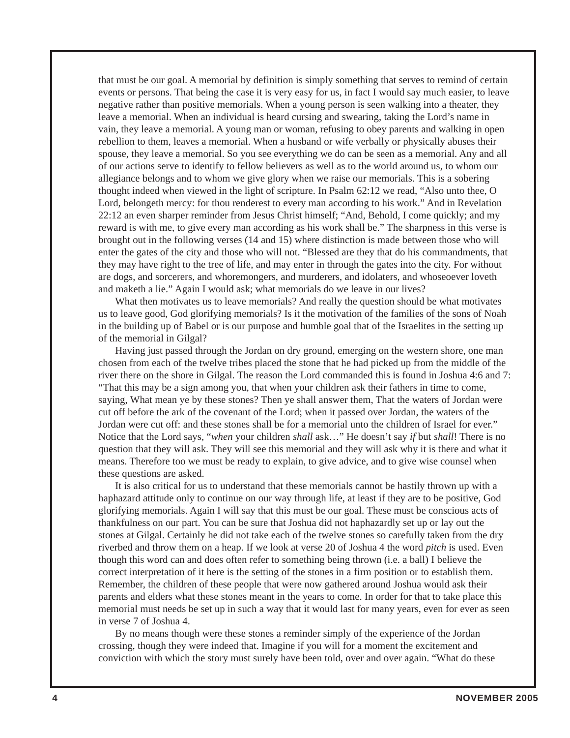that must be our goal. A memorial by definition is simply something that serves to remind of certain events or persons. That being the case it is very easy for us, in fact I would say much easier, to leave negative rather than positive memorials. When a young person is seen walking into a theater, they leave a memorial. When an individual is heard cursing and swearing, taking the Lord's name in vain, they leave a memorial. A young man or woman, refusing to obey parents and walking in open rebellion to them, leaves a memorial. When a husband or wife verbally or physically abuses their spouse, they leave a memorial. So you see everything we do can be seen as a memorial. Any and all of our actions serve to identify to fellow believers as well as to the world around us, to whom our allegiance belongs and to whom we give glory when we raise our memorials. This is a sobering thought indeed when viewed in the light of scripture. In Psalm 62:12 we read, "Also unto thee, O Lord, belongeth mercy: for thou renderest to every man according to his work." And in Revelation 22:12 an even sharper reminder from Jesus Christ himself; "And, Behold, I come quickly; and my reward is with me, to give every man according as his work shall be." The sharpness in this verse is brought out in the following verses (14 and 15) where distinction is made between those who will enter the gates of the city and those who will not. "Blessed are they that do his commandments, that they may have right to the tree of life, and may enter in through the gates into the city. For without are dogs, and sorcerers, and whoremongers, and murderers, and idolaters, and whoseoever loveth and maketh a lie." Again I would ask; what memorials do we leave in our lives?

What then motivates us to leave memorials? And really the question should be what motivates us to leave good, God glorifying memorials? Is it the motivation of the families of the sons of Noah in the building up of Babel or is our purpose and humble goal that of the Israelites in the setting up of the memorial in Gilgal?

Having just passed through the Jordan on dry ground, emerging on the western shore, one man chosen from each of the twelve tribes placed the stone that he had picked up from the middle of the river there on the shore in Gilgal. The reason the Lord commanded this is found in Joshua 4:6 and 7: "That this may be a sign among you, that when your children ask their fathers in time to come, saying, What mean ye by these stones? Then ye shall answer them, That the waters of Jordan were cut off before the ark of the covenant of the Lord; when it passed over Jordan, the waters of the Jordan were cut off: and these stones shall be for a memorial unto the children of Israel for ever." Notice that the Lord says, "*when* your children *shall* ask…" He doesn't say *if* but *shall*! There is no question that they will ask. They will see this memorial and they will ask why it is there and what it means. Therefore too we must be ready to explain, to give advice, and to give wise counsel when these questions are asked.

It is also critical for us to understand that these memorials cannot be hastily thrown up with a haphazard attitude only to continue on our way through life, at least if they are to be positive, God glorifying memorials. Again I will say that this must be our goal. These must be conscious acts of thankfulness on our part. You can be sure that Joshua did not haphazardly set up or lay out the stones at Gilgal. Certainly he did not take each of the twelve stones so carefully taken from the dry riverbed and throw them on a heap. If we look at verse 20 of Joshua 4 the word *pitch* is used. Even though this word can and does often refer to something being thrown (i.e. a ball) I believe the correct interpretation of it here is the setting of the stones in a firm position or to establish them. Remember, the children of these people that were now gathered around Joshua would ask their parents and elders what these stones meant in the years to come. In order for that to take place this memorial must needs be set up in such a way that it would last for many years, even for ever as seen in verse 7 of Joshua 4.

By no means though were these stones a reminder simply of the experience of the Jordan crossing, though they were indeed that. Imagine if you will for a moment the excitement and conviction with which the story must surely have been told, over and over again. "What do these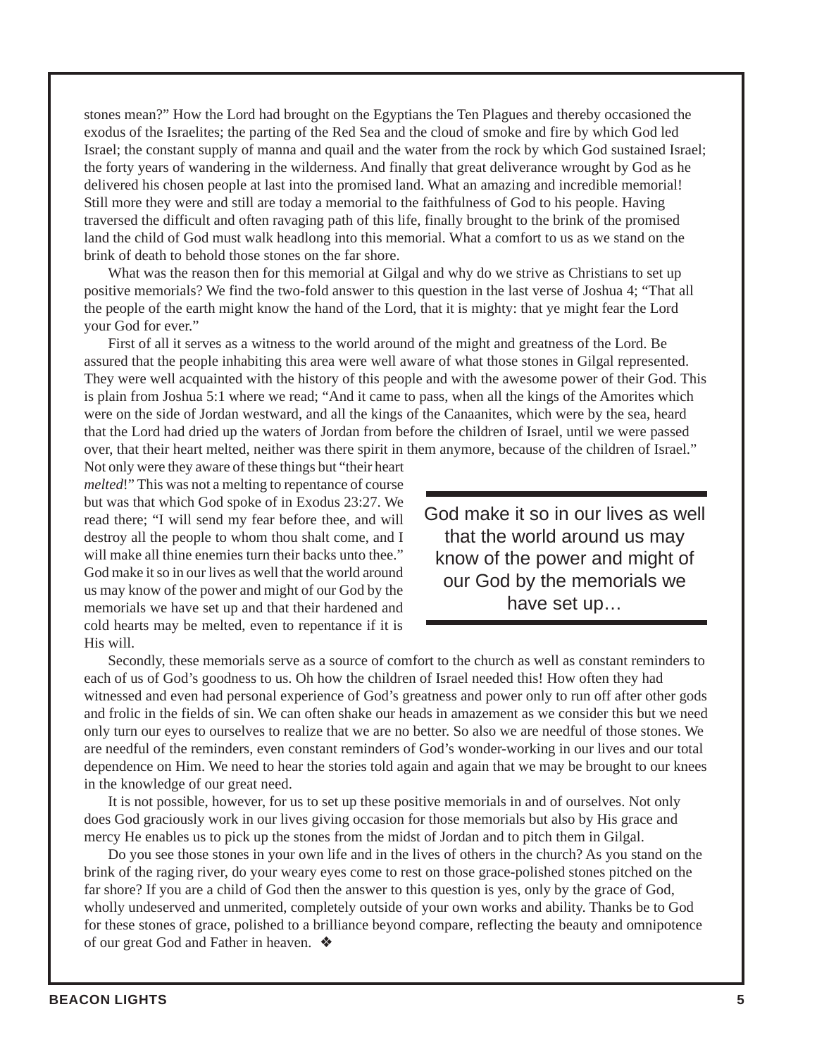stones mean?" How the Lord had brought on the Egyptians the Ten Plagues and thereby occasioned the exodus of the Israelites; the parting of the Red Sea and the cloud of smoke and fire by which God led Israel; the constant supply of manna and quail and the water from the rock by which God sustained Israel; the forty years of wandering in the wilderness. And finally that great deliverance wrought by God as he delivered his chosen people at last into the promised land. What an amazing and incredible memorial! Still more they were and still are today a memorial to the faithfulness of God to his people. Having traversed the difficult and often ravaging path of this life, finally brought to the brink of the promised land the child of God must walk headlong into this memorial. What a comfort to us as we stand on the brink of death to behold those stones on the far shore.

What was the reason then for this memorial at Gilgal and why do we strive as Christians to set up positive memorials? We find the two-fold answer to this question in the last verse of Joshua 4; "That all the people of the earth might know the hand of the Lord, that it is mighty: that ye might fear the Lord your God for ever."

First of all it serves as a witness to the world around of the might and greatness of the Lord. Be assured that the people inhabiting this area were well aware of what those stones in Gilgal represented. They were well acquainted with the history of this people and with the awesome power of their God. This is plain from Joshua 5:1 where we read; "And it came to pass, when all the kings of the Amorites which were on the side of Jordan westward, and all the kings of the Canaanites, which were by the sea, heard that the Lord had dried up the waters of Jordan from before the children of Israel, until we were passed over, that their heart melted, neither was there spirit in them anymore, because of the children of Israel." Not only were they aware of these things but "their heart *melted*!" This was not a melting to repentance of course but was that which God spoke of in Exodus 23:27. We read there; "I will send my fear before thee, and will destroy all the people to whom thou shalt come, and I will make all thine enemies turn their backs unto thee." God make it so in our lives as well that the world around us may know of the power and might of our God by the memorials we have set up and that their hardened and cold hearts may be melted, even to repentance if it is His will.

> God make it so in our lives as well that the world around us may know of the power and might of our God by the memorials we have set up…

Secondly, these memorials serve as a source of comfort to the church as well as constant reminders to each of us of God's goodness to us. Oh how the children of Israel needed this! How often they had witnessed and even had personal experience of God's greatness and power only to run off after other gods and frolic in the fields of sin. We can often shake our heads in amazement as we consider this but we need only turn our eyes to ourselves to realize that we are no better. So also we are needful of those stones. We are needful of the reminders, even constant reminders of God's wonder-working in our lives and our total dependence on Him. We need to hear the stories told again and again that we may be brought to our knees in the knowledge of our great need.

It is not possible, however, for us to set up these positive memorials in and of ourselves. Not only does God graciously work in our lives giving occasion for those memorials but also by His grace and mercy He enables us to pick up the stones from the midst of Jordan and to pitch them in Gilgal.

Do you see those stones in your own life and in the lives of others in the church? As you stand on the brink of the raging river, do your weary eyes come to rest on those grace-polished stones pitched on the far shore? If you are a child of God then the answer to this question is yes, only by the grace of God, wholly undeserved and unmerited, completely outside of your own works and ability. Thanks be to God for these stones of grace, polished to a brilliance beyond compare, reflecting the beauty and omnipotence of our great God and Father in heaven. ❖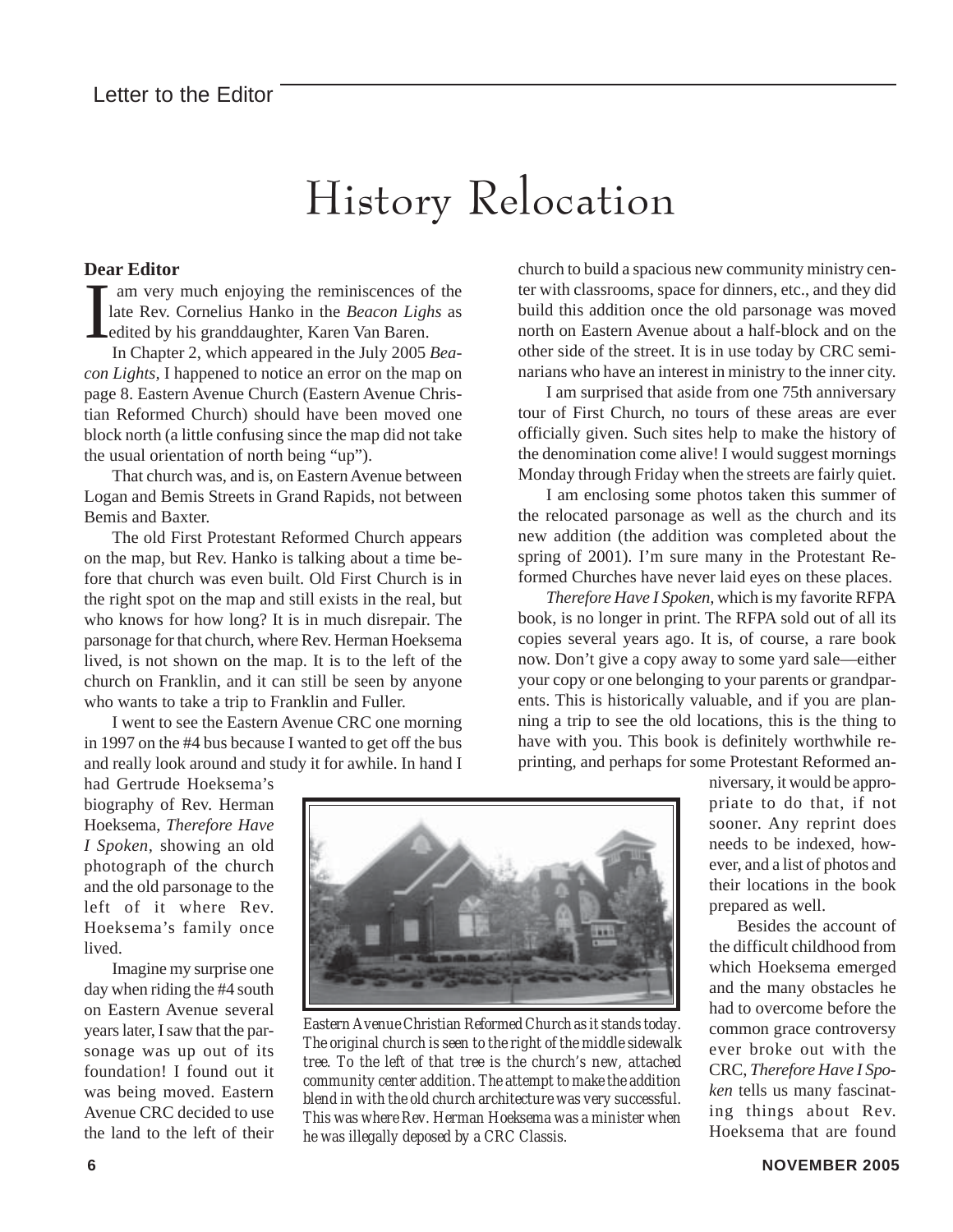Letter to the Editor

# History Relocation

**Dear Editor**

I am very much enjoying the reminiscences of the late Rev. Cornelius Hanko in the *Beacon Lighs* as edited by his granddaughter, Karen Van Baren.

In Chapter 2, which appeared in the July 2005 *Beacon Lights,* I happened to notice an error on the map on page 8. Eastern Avenue Church (Eastern Avenue Christian Reformed Church) should have been moved one block north (a little confusing since the map did not take the usual orientation of north being "up").

That church was, and is, on Eastern Avenue between Logan and Bemis Streets in Grand Rapids, not between Bemis and Baxter.

The old First Protestant Reformed Church appears on the map, but Rev. Hanko is talking about a time before that church was even built. Old First Church is in the right spot on the map and still exists in the real, but who knows for how long? It is in much disrepair. The parsonage for that church, where Rev. Herman Hoeksema lived, is not shown on the map. It is to the left of the church on Franklin, and it can still be seen by anyone who wants to take a trip to Franklin and Fuller.

I went to see the Eastern Avenue CRC one morning in 1997 on the #4 bus because I wanted to get off the bus and really look around and study it for awhile. In hand I had Gertrude Hoeksema's biography of Rev. Herman Hoeksema, *Therefore Have I Spoken*, showing an old photograph of the church and the old parsonage to the left of it where Rev. Hoeksema's family once lived.

Imagine my surprise one day when riding the #4 south on Eastern Avenue several years later, I saw that the parsonage was up out of its foundation! I found out it was being moved. Eastern Avenue CRC decided to use the land to the left of their church to build a spacious new community ministry center with classrooms, space for dinners, etc., and they did build this addition once the old parsonage was moved north on Eastern Avenue about a half-block and on the other side of the street. It is in use today by CRC seminarians who have an interest in ministry to the inner city.

I am surprised that aside from one 75th anniversary tour of First Church, no tours of these areas are ever officially given. Such sites help to make the history of the denomination come alive! I would suggest mornings Monday through Friday when the streets are fairly quiet.

I am enclosing some photos taken this summer of the relocated parsonage as well as the church and its new addition (the addition was completed about the spring of 2001). I'm sure many in the Protestant Reformed Churches have never laid eyes on these places.

*Therefore Have I Spoken,* which is my favorite RFPA book, is no longer in print. The RFPA sold out of all its copies several years ago. It is, of course, a rare book now. Don't give a copy away to some yard sale—either your copy or one belonging to your parents or grandparents. This is historically valuable, and if you are planning a trip to see the old locations, this is the thing to have with you. This book is definitely worthwhile reprinting, and perhaps for some Protestant Reformed anniversary, it would be appropriate to do that, if not sooner. Any reprint does needs to be indexed, however, and a list of photos and their locations in the book prepared as well.

*Eastern Avenue Christian Reformed Church as it stands today. The original church is seen to the right of the middle sidewalk tree. To the left of that tree is the church's new, attached community center addition. The attempt to make the addition blend in with the old church architecture was very successful. This was where Rev. Herman Hoeksema was a minister when he was illegally deposed by a CRC Classis.*

Besides the account of the difficult childhood from which Hoeksema emerged and the many obstacles he had to overcome before the common grace controversy ever broke out with the CRC, *Therefore Have I Spoken* tells us many fascinating things about Rev. Hoeksema that are found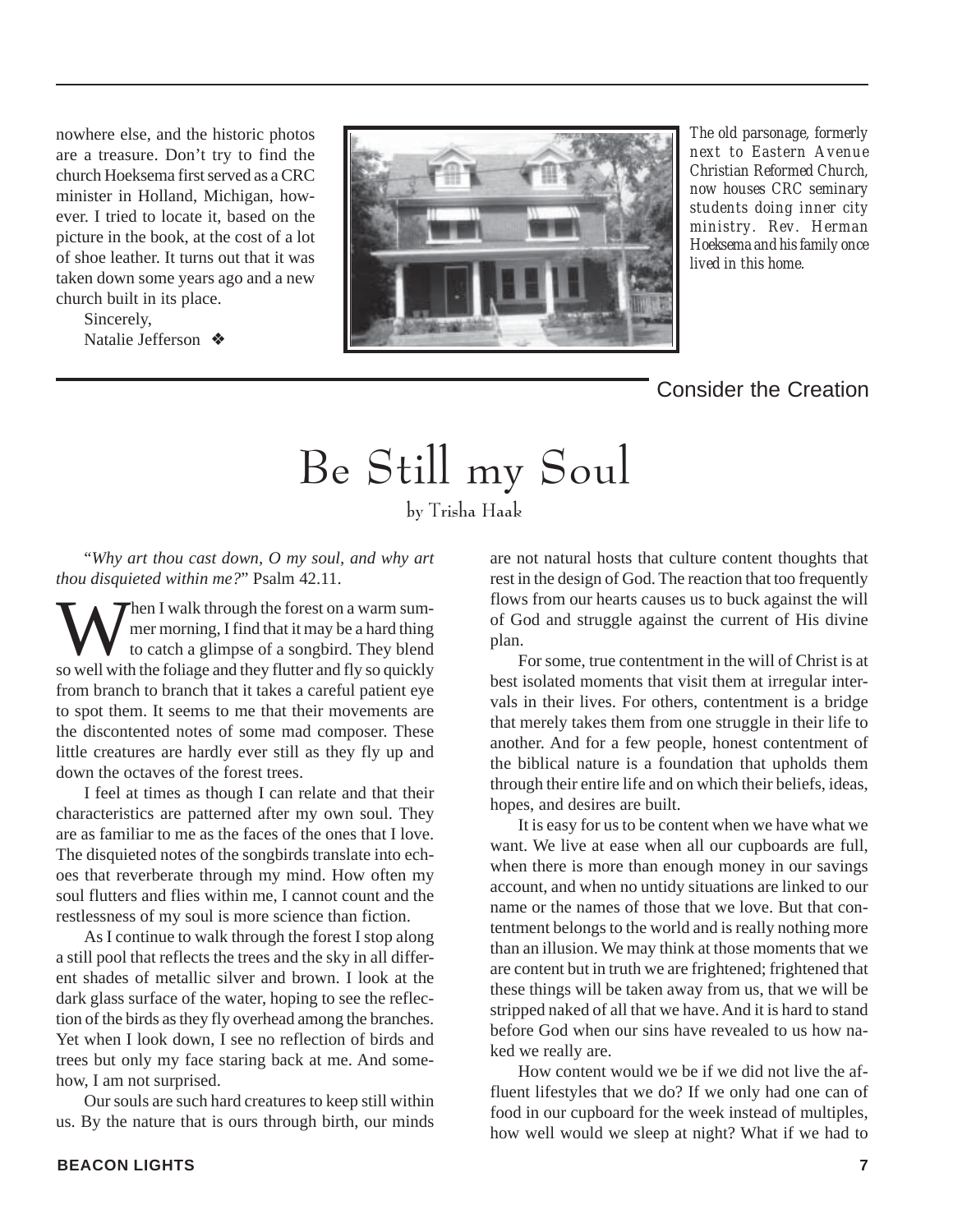nowhere else, and the historic photos are a treasure. Don't try to find the church Hoeksema first served as a CRC minister in Holland, Michigan, however. I tried to locate it, based on the picture in the book, at the cost of a lot of shoe leather. It turns out that it was taken down some years ago and a new church built in its place.

Sincerely,
Natalie Jefferson ❖

*The old parsonage, formerly next to Eastern Avenue Christian Reformed Church, now houses CRC seminary students doing inner city ministry. Rev. Herman Hoeksema and his family once lived in this home.*

Consider the Creation

# Be Still my Soul

by Trisha Haak

"*Why art thou cast down, O my soul, and why art thou disquieted within me?*" Psalm 42.11.

When I walk through the forest on a warm summer morning, I find that it may be a hard thing to catch a glimpse of a songbird. They blend so well with the foliage and they flutter and fly so quickly from branch to branch that it takes a careful patient eye to spot them. It seems to me that their movements are the discontented notes of some mad composer. These little creatures are hardly ever still as they fly up and down the octaves of the forest trees.

I feel at times as though I can relate and that their characteristics are patterned after my own soul. They are as familiar to me as the faces of the ones that I love. The disquieted notes of the songbirds translate into echoes that reverberate through my mind. How often my soul flutters and flies within me, I cannot count and the restlessness of my soul is more science than fiction.

As I continue to walk through the forest I stop along a still pool that reflects the trees and the sky in all different shades of metallic silver and brown. I look at the dark glass surface of the water, hoping to see the reflection of the birds as they fly overhead among the branches. Yet when I look down, I see no reflection of birds and trees but only my face staring back at me. And somehow, I am not surprised.

Our souls are such hard creatures to keep still within us. By the nature that is ours through birth, our minds are not natural hosts that culture content thoughts that rest in the design of God. The reaction that too frequently flows from our hearts causes us to buck against the will of God and struggle against the current of His divine plan.

For some, true contentment in the will of Christ is at best isolated moments that visit them at irregular intervals in their lives. For others, contentment is a bridge that merely takes them from one struggle in their life to another. And for a few people, honest contentment of the biblical nature is a foundation that upholds them through their entire life and on which their beliefs, ideas, hopes, and desires are built.

It is easy for us to be content when we have what we want. We live at ease when all our cupboards are full, when there is more than enough money in our savings account, and when no untidy situations are linked to our name or the names of those that we love. But that contentment belongs to the world and is really nothing more than an illusion. We may think at those moments that we are content but in truth we are frightened; frightened that these things will be taken away from us, that we will be stripped naked of all that we have. And it is hard to stand before God when our sins have revealed to us how naked we really are.

How content would we be if we did not live the affluent lifestyles that we do? If we only had one can of food in our cupboard for the week instead of multiples, how well would we sleep at night? What if we had to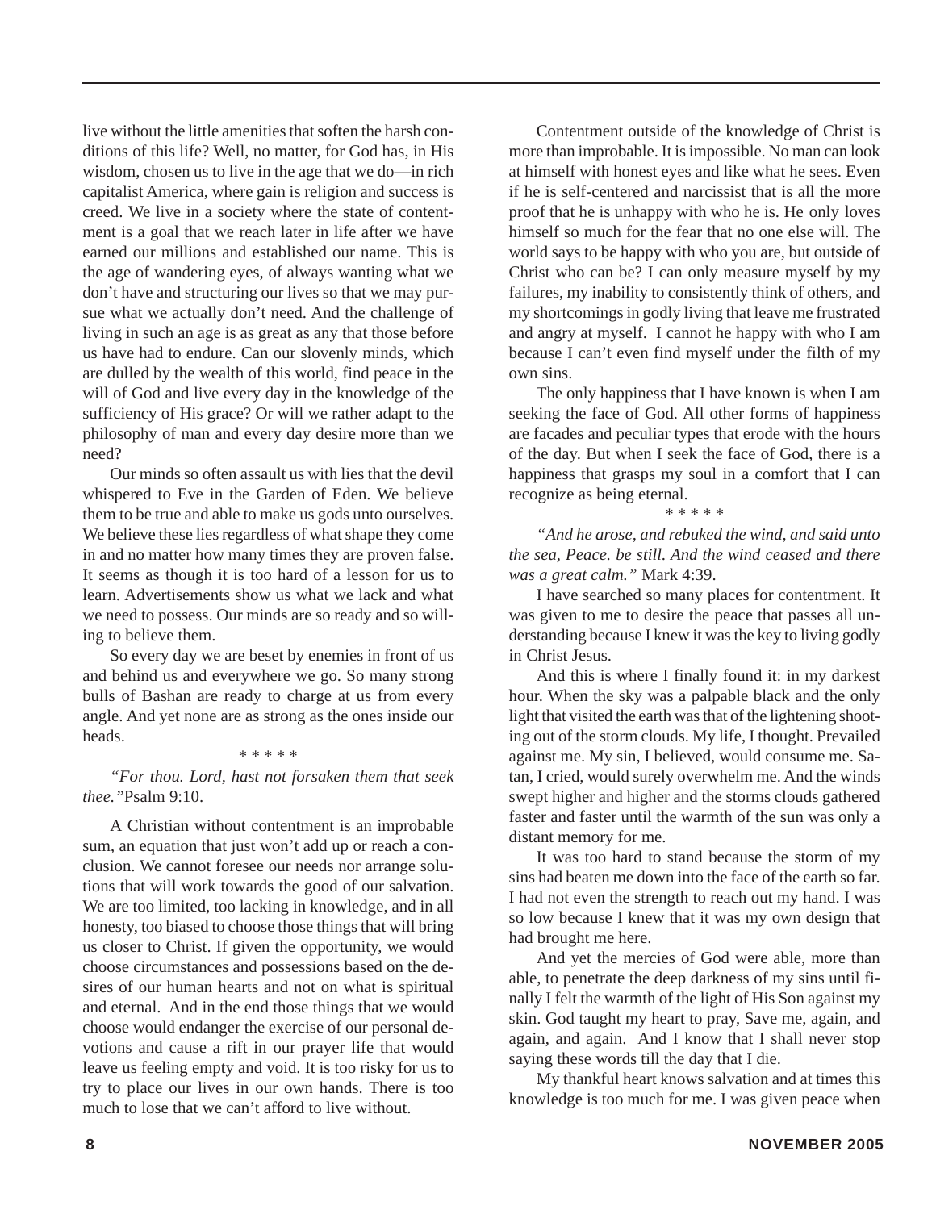live without the little amenities that soften the harsh conditions of this life? Well, no matter, for God has, in His wisdom, chosen us to live in the age that we do—in rich capitalist America, where gain is religion and success is creed. We live in a society where the state of contentment is a goal that we reach later in life after we have earned our millions and established our name. This is the age of wandering eyes, of always wanting what we don't have and structuring our lives so that we may pursue what we actually don't need. And the challenge of living in such an age is as great as any that those before us have had to endure. Can our slovenly minds, which are dulled by the wealth of this world, find peace in the will of God and live every day in the knowledge of the sufficiency of His grace? Or will we rather adapt to the philosophy of man and every day desire more than we need?

Our minds so often assault us with lies that the devil whispered to Eve in the Garden of Eden. We believe them to be true and able to make us gods unto ourselves. We believe these lies regardless of what shape they come in and no matter how many times they are proven false. It seems as though it is too hard of a lesson for us to learn. Advertisements show us what we lack and what we need to possess. Our minds are so ready and so willing to believe them.

So every day we are beset by enemies in front of us and behind us and everywhere we go. So many strong bulls of Bashan are ready to charge at us from every angle. And yet none are as strong as the ones inside our heads.

\* \* \* \* \*

*"For thou. Lord, hast not forsaken them that seek thee."*Psalm 9:10.

A Christian without contentment is an improbable sum, an equation that just won't add up or reach a conclusion. We cannot foresee our needs nor arrange solutions that will work towards the good of our salvation. We are too limited, too lacking in knowledge, and in all honesty, too biased to choose those things that will bring us closer to Christ. If given the opportunity, we would choose circumstances and possessions based on the desires of our human hearts and not on what is spiritual and eternal. And in the end those things that we would choose would endanger the exercise of our personal devotions and cause a rift in our prayer life that would leave us feeling empty and void. It is too risky for us to try to place our lives in our own hands. There is too much to lose that we can't afford to live without.

Contentment outside of the knowledge of Christ is more than improbable. It is impossible. No man can look at himself with honest eyes and like what he sees. Even if he is self-centered and narcissist that is all the more proof that he is unhappy with who he is. He only loves himself so much for the fear that no one else will. The world says to be happy with who you are, but outside of Christ who can be? I can only measure myself by my failures, my inability to consistently think of others, and my shortcomings in godly living that leave me frustrated and angry at myself. I cannot he happy with who I am because I can't even find myself under the filth of my own sins.

The only happiness that I have known is when I am seeking the face of God. All other forms of happiness are facades and peculiar types that erode with the hours of the day. But when I seek the face of God, there is a happiness that grasps my soul in a comfort that I can recognize as being eternal.

\* \* \* \* \*

*"And he arose, and rebuked the wind, and said unto the sea, Peace. be still. And the wind ceased and there was a great calm."* Mark 4:39.

I have searched so many places for contentment. It was given to me to desire the peace that passes all understanding because I knew it was the key to living godly in Christ Jesus.

And this is where I finally found it: in my darkest hour. When the sky was a palpable black and the only light that visited the earth was that of the lightening shooting out of the storm clouds. My life, I thought. Prevailed against me. My sin, I believed, would consume me. Satan, I cried, would surely overwhelm me. And the winds swept higher and higher and the storms clouds gathered faster and faster until the warmth of the sun was only a distant memory for me.

It was too hard to stand because the storm of my sins had beaten me down into the face of the earth so far. I had not even the strength to reach out my hand. I was so low because I knew that it was my own design that had brought me here.

And yet the mercies of God were able, more than able, to penetrate the deep darkness of my sins until finally I felt the warmth of the light of His Son against my skin. God taught my heart to pray, Save me, again, and again, and again. And I know that I shall never stop saying these words till the day that I die.

My thankful heart knows salvation and at times this knowledge is too much for me. I was given peace when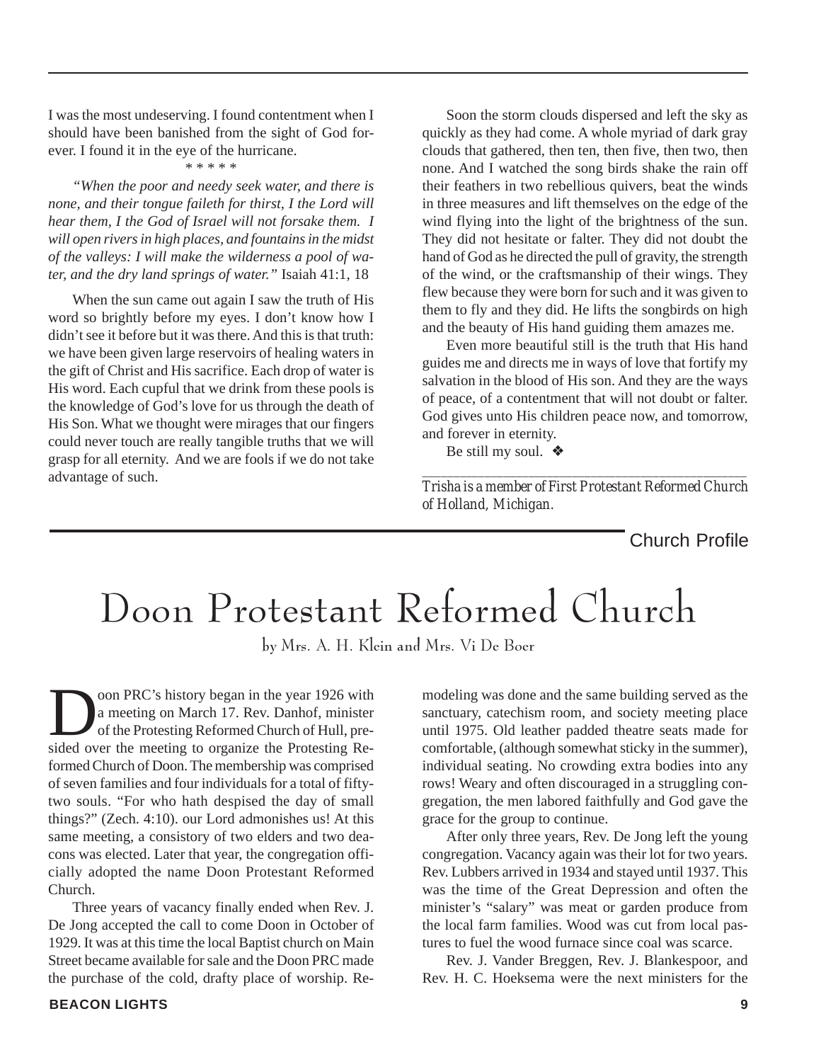I was the most undeserving. I found contentment when I should have been banished from the sight of God forever. I found it in the eye of the hurricane.

\* \* \* \* \*

*"When the poor and needy seek water, and there is none, and their tongue faileth for thirst, I the Lord will hear them, I the God of Israel will not forsake them. I will open rivers in high places, and fountains in the midst of the valleys: I will make the wilderness a pool of water, and the dry land springs of water."* Isaiah 41:1, 18

When the sun came out again I saw the truth of His word so brightly before my eyes. I don't know how I didn't see it before but it was there. And this is that truth: we have been given large reservoirs of healing waters in the gift of Christ and His sacrifice. Each drop of water is His word. Each cupful that we drink from these pools is the knowledge of God's love for us through the death of His Son. What we thought were mirages that our fingers could never touch are really tangible truths that we will grasp for all eternity. And we are fools if we do not take advantage of such.

Soon the storm clouds dispersed and left the sky as quickly as they had come. A whole myriad of dark gray clouds that gathered, then ten, then five, then two, then none. And I watched the song birds shake the rain off their feathers in two rebellious quivers, beat the winds in three measures and lift themselves on the edge of the wind flying into the light of the brightness of the sun. They did not hesitate or falter. They did not doubt the hand of God as he directed the pull of gravity, the strength of the wind, or the craftsmanship of their wings. They flew because they were born for such and it was given to them to fly and they did. He lifts the songbirds on high and the beauty of His hand guiding them amazes me.

Even more beautiful still is the truth that His hand guides me and directs me in ways of love that fortify my salvation in the blood of His son. And they are the ways of peace, of a contentment that will not doubt or falter. God gives unto His children peace now, and tomorrow, and forever in eternity.

Be still my soul. ❖

---

*Trisha is a member of First Protestant Reformed Church of Holland, Michigan.*

Church Profile

# Doon Protestant Reformed Church

by Mrs. A. H. Klein and Mrs. Vi De Boer

Doon PRC's history began in the year 1926 with a meeting on March 17. Rev. Danhof, minister of the Protesting Reformed Church of Hull, presided over the meeting to organize the Protesting Reformed Church of Doon. The membership was comprised of seven families and four individuals for a total of fifty-two souls. "For who hath despised the day of small things?" (Zech. 4:10). our Lord admonishes us! At this same meeting, a consistory of two elders and two deacons was elected. Later that year, the congregation officially adopted the name Doon Protestant Reformed Church.

Three years of vacancy finally ended when Rev. J. De Jong accepted the call to come Doon in October of 1929. It was at this time the local Baptist church on Main Street became available for sale and the Doon PRC made the purchase of the cold, drafty place of worship. Remodeling was done and the same building served as the sanctuary, catechism room, and society meeting place until 1975. Old leather padded theatre seats made for comfortable, (although somewhat sticky in the summer), individual seating. No crowding extra bodies into any rows! Weary and often discouraged in a struggling congregation, the men labored faithfully and God gave the grace for the group to continue.

After only three years, Rev. De Jong left the young congregation. Vacancy again was their lot for two years. Rev. Lubbers arrived in 1934 and stayed until 1937. This was the time of the Great Depression and often the minister's "salary" was meat or garden produce from the local farm families. Wood was cut from local pastures to fuel the wood furnace since coal was scarce.

Rev. J. Vander Breggen, Rev. J. Blankespoor, and Rev. H. C. Hoeksema were the next ministers for the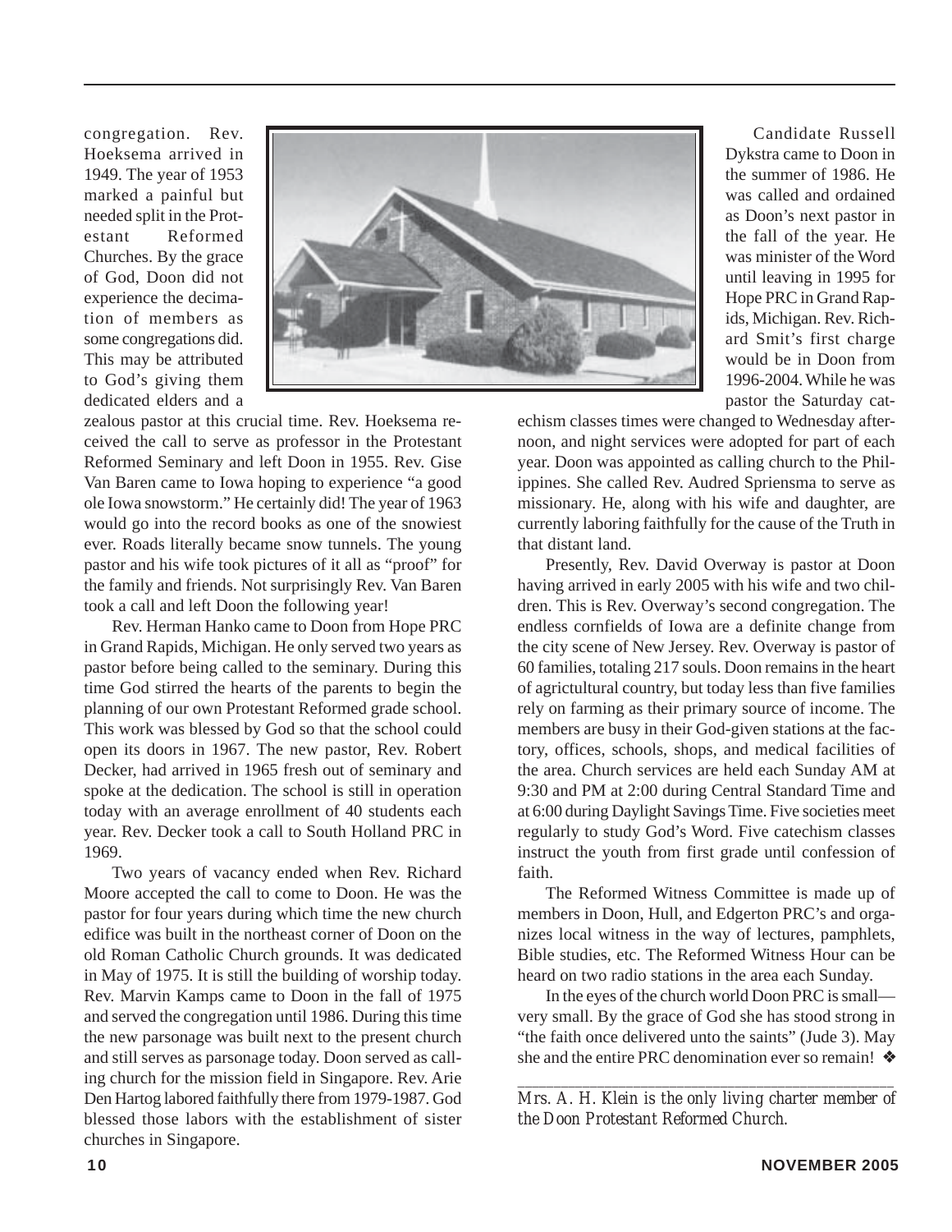congregation. Rev. Hoeksema arrived in 1949. The year of 1953 marked a painful but needed split in the Protestant Reformed Churches. By the grace of God, Doon did not experience the decimation of members as some congregations did. This may be attributed to God's giving them dedicated elders and a zealous pastor at this crucial time. Rev. Hoeksema received the call to serve as professor in the Protestant Reformed Seminary and left Doon in 1955. Rev. Gise Van Baren came to Iowa hoping to experience "a good ole Iowa snowstorm." He certainly did! The year of 1963 would go into the record books as one of the snowiest ever. Roads literally became snow tunnels. The young pastor and his wife took pictures of it all as "proof" for the family and friends. Not surprisingly Rev. Van Baren took a call and left Doon the following year!

Rev. Herman Hanko came to Doon from Hope PRC in Grand Rapids, Michigan. He only served two years as pastor before being called to the seminary. During this time God stirred the hearts of the parents to begin the planning of our own Protestant Reformed grade school. This work was blessed by God so that the school could open its doors in 1967. The new pastor, Rev. Robert Decker, had arrived in 1965 fresh out of seminary and spoke at the dedication. The school is still in operation today with an average enrollment of 40 students each year. Rev. Decker took a call to South Holland PRC in 1969.

Two years of vacancy ended when Rev. Richard Moore accepted the call to come to Doon. He was the pastor for four years during which time the new church edifice was built in the northeast corner of Doon on the old Roman Catholic Church grounds. It was dedicated in May of 1975. It is still the building of worship today. Rev. Marvin Kamps came to Doon in the fall of 1975 and served the congregation until 1986. During this time the new parsonage was built next to the present church and still serves as parsonage today. Doon served as calling church for the mission field in Singapore. Rev. Arie Den Hartog labored faithfully there from 1979-1987. God blessed those labors with the establishment of sister churches in Singapore.

Candidate Russell Dykstra came to Doon in the summer of 1986. He was called and ordained as Doon's next pastor in the fall of the year. He was minister of the Word until leaving in 1995 for Hope PRC in Grand Rapids, Michigan. Rev. Richard Smit's first charge would be in Doon from 1996-2004. While he was pastor the Saturday catechism classes times were changed to Wednesday afternoon, and night services were adopted for part of each year. Doon was appointed as calling church to the Philippines. She called Rev. Audred Spriensma to serve as missionary. He, along with his wife and daughter, are currently laboring faithfully for the cause of the Truth in that distant land.

Presently, Rev. David Overway is pastor at Doon having arrived in early 2005 with his wife and two children. This is Rev. Overway's second congregation. The endless cornfields of Iowa are a definite change from the city scene of New Jersey. Rev. Overway is pastor of 60 families, totaling 217 souls. Doon remains in the heart of agricultural country, but today less than five families rely on farming as their primary source of income. The members are busy in their God-given stations at the factory, offices, schools, shops, and medical facilities of the area. Church services are held each Sunday AM at 9:30 and PM at 2:00 during Central Standard Time and at 6:00 during Daylight Savings Time. Five societies meet regularly to study God's Word. Five catechism classes instruct the youth from first grade until confession of faith.

The Reformed Witness Committee is made up of members in Doon, Hull, and Edgerton PRC's and organizes local witness in the way of lectures, pamphlets, Bible studies, etc. The Reformed Witness Hour can be heard on two radio stations in the area each Sunday.

In the eyes of the church world Doon PRC is small—very small. By the grace of God she has stood strong in "the faith once delivered unto the saints" (Jude 3). May she and the entire PRC denomination ever so remain! ❖

---

*Mrs. A. H. Klein is the only living charter member of the Doon Protestant Reformed Church.*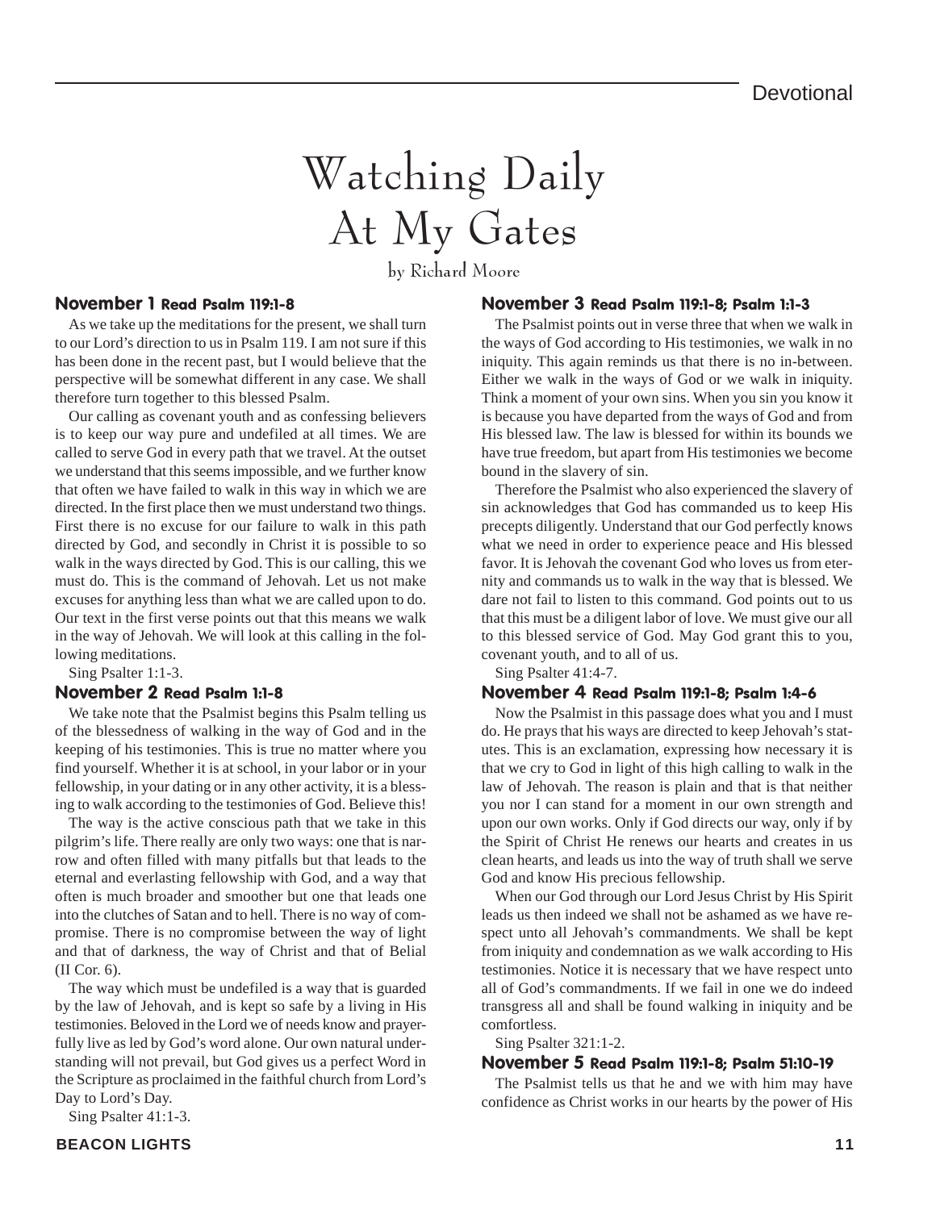# Watching Daily At My Gates

by Richard Moore

### November 1 Read Psalm 119:1-8

As we take up the meditations for the present, we shall turn to our Lord's direction to us in Psalm 119. I am not sure if this has been done in the recent past, but I would believe that the perspective will be somewhat different in any case. We shall therefore turn together to this blessed Psalm.

Our calling as covenant youth and as confessing believers is to keep our way pure and undefiled at all times. We are called to serve God in every path that we travel. At the outset we understand that this seems impossible, and we further know that often we have failed to walk in this way in which we are directed. In the first place then we must understand two things. First there is no excuse for our failure to walk in this path directed by God, and secondly in Christ it is possible to so walk in the ways directed by God. This is our calling, this we must do. This is the command of Jehovah. Let us not make excuses for anything less than what we are called upon to do. Our text in the first verse points out that this means we walk in the way of Jehovah. We will look at this calling in the following meditations.

Sing Psalter 1:1-3.

### November 2 Read Psalm 1:1-8

We take note that the Psalmist begins this Psalm telling us of the blessedness of walking in the way of God and in the keeping of his testimonies. This is true no matter where you find yourself. Whether it is at school, in your labor or in your fellowship, in your dating or in any other activity, it is a blessing to walk according to the testimonies of God. Believe this!

The way is the active conscious path that we take in this pilgrim's life. There really are only two ways: one that is narrow and often filled with many pitfalls but that leads to the eternal and everlasting fellowship with God, and a way that often is much broader and smoother but one that leads one into the clutches of Satan and to hell. There is no way of compromise. There is no compromise between the way of light and that of darkness, the way of Christ and that of Belial (II Cor. 6).

The way which must be undefiled is a way that is guarded by the law of Jehovah, and is kept so safe by a living in His testimonies. Beloved in the Lord we of needs know and prayerfully live as led by God's word alone. Our own natural understanding will not prevail, but God gives us a perfect Word in the Scripture as proclaimed in the faithful church from Lord's Day to Lord's Day.

Sing Psalter 41:1-3.

### November 3 Read Psalm 119:1-8; Psalm 1:1-3

The Psalmist points out in verse three that when we walk in the ways of God according to His testimonies, we walk in no iniquity. This again reminds us that there is no in-between. Either we walk in the ways of God or we walk in iniquity. Think a moment of your own sins. When you sin you know it is because you have departed from the ways of God and from His blessed law. The law is blessed for within its bounds we have true freedom, but apart from His testimonies we become bound in the slavery of sin.

Therefore the Psalmist who also experienced the slavery of sin acknowledges that God has commanded us to keep His precepts diligently. Understand that our God perfectly knows what we need in order to experience peace and His blessed favor. It is Jehovah the covenant God who loves us from eternity and commands us to walk in the way that is blessed. We dare not fail to listen to this command. God points out to us that this must be a diligent labor of love. We must give our all to this blessed service of God. May God grant this to you, covenant youth, and to all of us.

Sing Psalter 41:4-7.

### November 4 Read Psalm 119:1-8; Psalm 1:4-6

Now the Psalmist in this passage does what you and I must do. He prays that his ways are directed to keep Jehovah's statutes. This is an exclamation, expressing how necessary it is that we cry to God in light of this high calling to walk in the law of Jehovah. The reason is plain and that is that neither you nor I can stand for a moment in our own strength and upon our own works. Only if God directs our way, only if by the Spirit of Christ He renews our hearts and creates in us clean hearts, and leads us into the way of truth shall we serve God and know His precious fellowship.

When our God through our Lord Jesus Christ by His Spirit leads us then indeed we shall not be ashamed as we have respect unto all Jehovah's commandments. We shall be kept from iniquity and condemnation as we walk according to His testimonies. Notice it is necessary that we have respect unto all of God's commandments. If we fail in one we do indeed transgress all and shall be found walking in iniquity and be comfortless.

Sing Psalter 321:1-2.

### November 5 Read Psalm 119:1-8; Psalm 51:10-19

The Psalmist tells us that he and we with him may have confidence as Christ works in our hearts by the power of His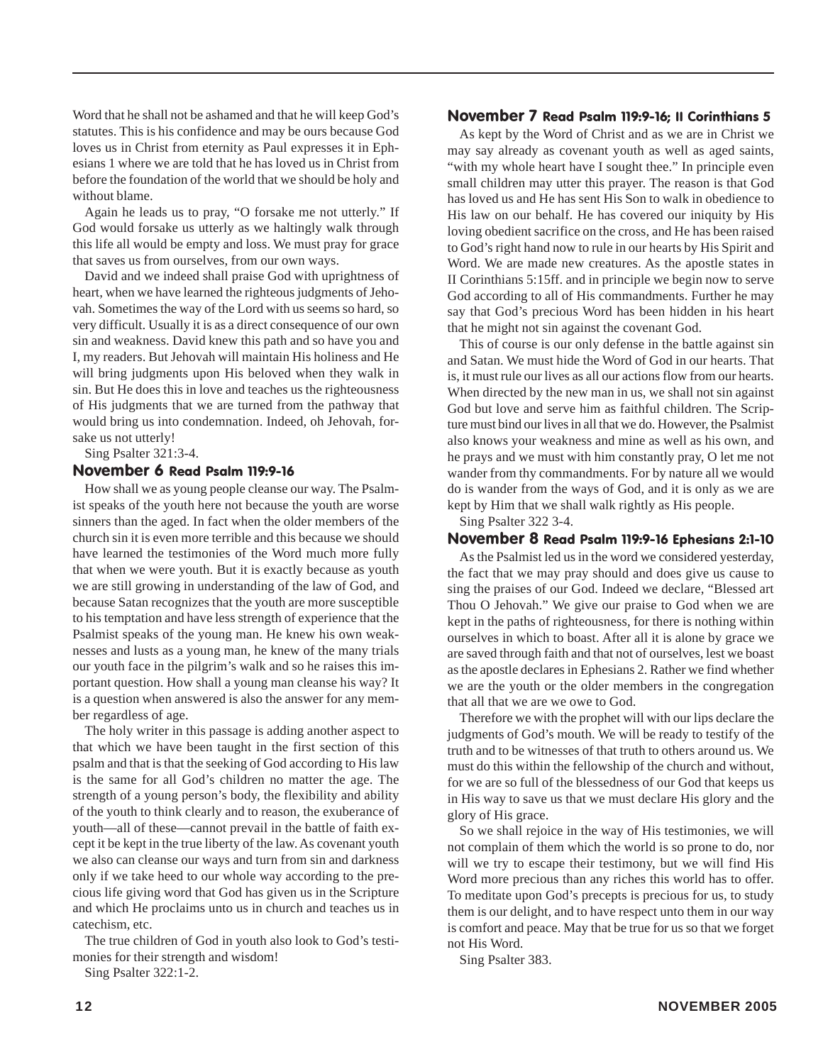Word that he shall not be ashamed and that he will keep God's statutes. This is his confidence and may be ours because God loves us in Christ from eternity as Paul expresses it in Ephesians 1 where we are told that he has loved us in Christ from before the foundation of the world that we should be holy and without blame.

Again he leads us to pray, "O forsake me not utterly." If God would forsake us utterly as we haltingly walk through this life all would be empty and loss. We must pray for grace that saves us from ourselves, from our own ways.

David and we indeed shall praise God with uprightness of heart, when we have learned the righteous judgments of Jehovah. Sometimes the way of the Lord with us seems so hard, so very difficult. Usually it is as a direct consequence of our own sin and weakness. David knew this path and so have you and I, my readers. But Jehovah will maintain His holiness and He will bring judgments upon His beloved when they walk in sin. But He does this in love and teaches us the righteousness of His judgments that we are turned from the pathway that would bring us into condemnation. Indeed, oh Jehovah, forsake us not utterly!

Sing Psalter 321:3-4.

### November 6 Read Psalm 119:9-16

How shall we as young people cleanse our way. The Psalmist speaks of the youth here not because the youth are worse sinners than the aged. In fact when the older members of the church sin it is even more terrible and this because we should have learned the testimonies of the Word much more fully that when we were youth. But it is exactly because as youth we are still growing in understanding of the law of God, and because Satan recognizes that the youth are more susceptible to his temptation and have less strength of experience that the Psalmist speaks of the young man. He knew his own weaknesses and lusts as a young man, he knew of the many trials our youth face in the pilgrim's walk and so he raises this important question. How shall a young man cleanse his way? It is a question when answered is also the answer for any member regardless of age.

The holy writer in this passage is adding another aspect to that which we have been taught in the first section of this psalm and that is that the seeking of God according to His law is the same for all God's children no matter the age. The strength of a young person's body, the flexibility and ability of the youth to think clearly and to reason, the exuberance of youth—all of these—cannot prevail in the battle of faith except it be kept in the true liberty of the law. As covenant youth we also can cleanse our ways and turn from sin and darkness only if we take heed to our whole way according to the precious life giving word that God has given us in the Scripture and which He proclaims unto us in church and teaches us in catechism, etc.

The true children of God in youth also look to God's testimonies for their strength and wisdom!

Sing Psalter 322:1-2.

### November 7 Read Psalm 119:9-16; II Corinthians 5

As kept by the Word of Christ and as we are in Christ we may say already as covenant youth as well as aged saints, "with my whole heart have I sought thee." In principle even small children may utter this prayer. The reason is that God has loved us and He has sent His Son to walk in obedience to His law on our behalf. He has covered our iniquity by His loving obedient sacrifice on the cross, and He has been raised to God's right hand now to rule in our hearts by His Spirit and Word. We are made new creatures. As the apostle states in II Corinthians 5:15ff. and in principle we begin now to serve God according to all of His commandments. Further he may say that God's precious Word has been hidden in his heart that he might not sin against the covenant God.

This of course is our only defense in the battle against sin and Satan. We must hide the Word of God in our hearts. That is, it must rule our lives as all our actions flow from our hearts. When directed by the new man in us, we shall not sin against God but love and serve him as faithful children. The Scripture must bind our lives in all that we do. However, the Psalmist also knows your weakness and mine as well as his own, and he prays and we must with him constantly pray, O let me not wander from thy commandments. For by nature all we would do is wander from the ways of God, and it is only as we are kept by Him that we shall walk rightly as His people.

Sing Psalter 322 3-4.

### November 8 Read Psalm 119:9-16 Ephesians 2:1-10

As the Psalmist led us in the word we considered yesterday, the fact that we may pray should and does give us cause to sing the praises of our God. Indeed we declare, "Blessed art Thou O Jehovah." We give our praise to God when we are kept in the paths of righteousness, for there is nothing within ourselves in which to boast. After all it is alone by grace we are saved through faith and that not of ourselves, lest we boast as the apostle declares in Ephesians 2. Rather we find whether we are the youth or the older members in the congregation that all that we are we owe to God.

Therefore we with the prophet will with our lips declare the judgments of God's mouth. We will be ready to testify of the truth and to be witnesses of that truth to others around us. We must do this within the fellowship of the church and without, for we are so full of the blessedness of our God that keeps us in His way to save us that we must declare His glory and the glory of His grace.

So we shall rejoice in the way of His testimonies, we will not complain of them which the world is so prone to do, nor will we try to escape their testimony, but we will find His Word more precious than any riches this world has to offer. To meditate upon God's precepts is precious for us, to study them is our delight, and to have respect unto them in our way is comfort and peace. May that be true for us so that we forget not His Word.

Sing Psalter 383.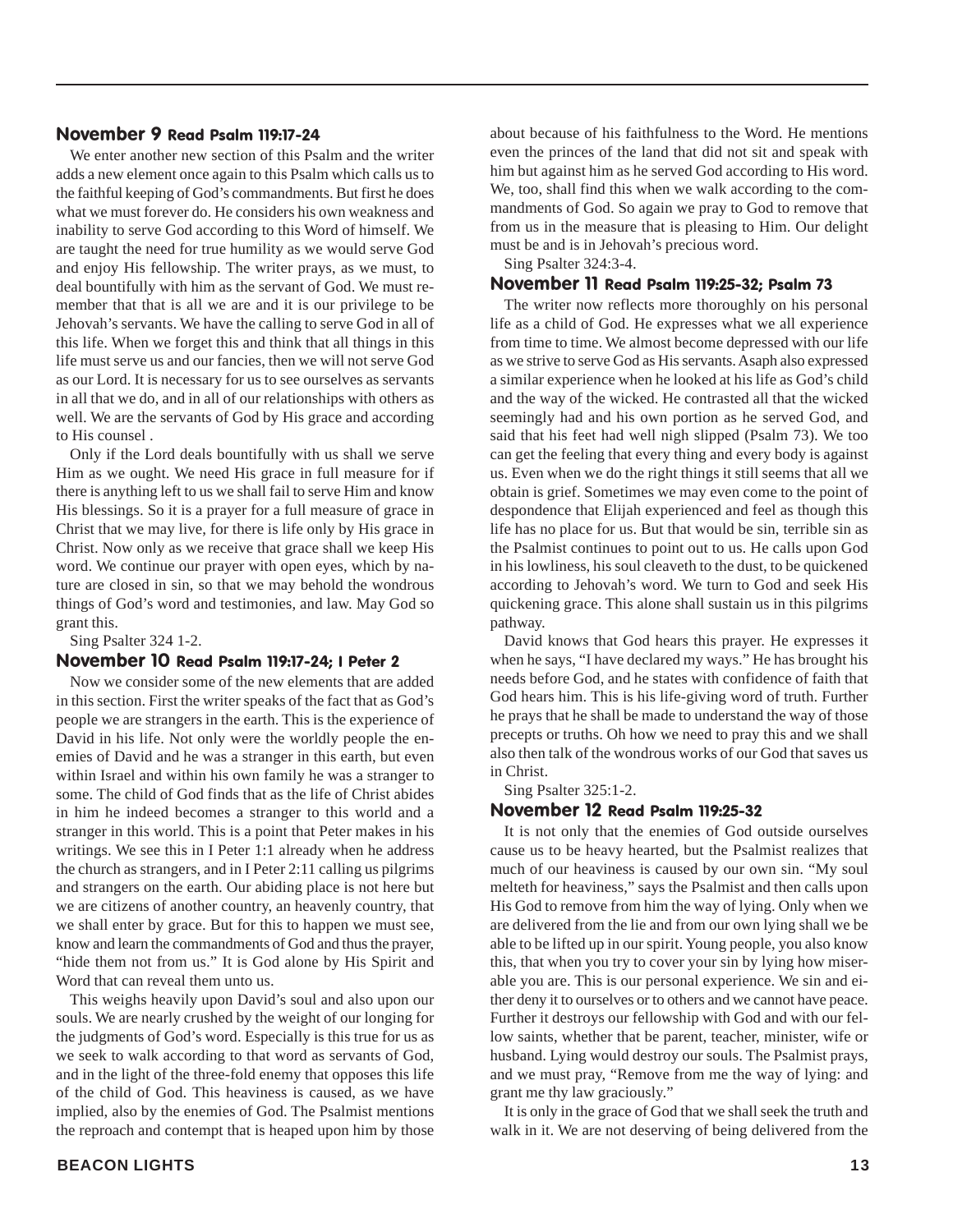## November 9 Read Psalm 119:17-24

We enter another new section of this Psalm and the writer adds a new element once again to this Psalm which calls us to the faithful keeping of God's commandments. But first he does what we must forever do. He considers his own weakness and inability to serve God according to this Word of himself. We are taught the need for true humility as we would serve God and enjoy His fellowship. The writer prays, as we must, to deal bountifully with him as the servant of God. We must remember that that is all we are and it is our privilege to be Jehovah's servants. We have the calling to serve God in all of this life. When we forget this and think that all things in this life must serve us and our fancies, then we will not serve God as our Lord. It is necessary for us to see ourselves as servants in all that we do, and in all of our relationships with others as well. We are the servants of God by His grace and according to His counsel .

Only if the Lord deals bountifully with us shall we serve Him as we ought. We need His grace in full measure for if there is anything left to us we shall fail to serve Him and know His blessings. So it is a prayer for a full measure of grace in Christ that we may live, for there is life only by His grace in Christ. Now only as we receive that grace shall we keep His word. We continue our prayer with open eyes, which by nature are closed in sin, so that we may behold the wondrous things of God's word and testimonies, and law. May God so grant this.

Sing Psalter 324 1-2.

## November 10 Read Psalm 119:17-24; I Peter 2

Now we consider some of the new elements that are added in this section. First the writer speaks of the fact that as God's people we are strangers in the earth. This is the experience of David in his life. Not only were the worldly people the enemies of David and he was a stranger in this earth, but even within Israel and within his own family he was a stranger to some. The child of God finds that as the life of Christ abides in him he indeed becomes a stranger to this world and a stranger in this world. This is a point that Peter makes in his writings. We see this in I Peter 1:1 already when he address the church as strangers, and in I Peter 2:11 calling us pilgrims and strangers on the earth. Our abiding place is not here but we are citizens of another country, an heavenly country, that we shall enter by grace. But for this to happen we must see, know and learn the commandments of God and thus the prayer, "hide them not from us." It is God alone by His Spirit and Word that can reveal them unto us.

This weighs heavily upon David's soul and also upon our souls. We are nearly crushed by the weight of our longing for the judgments of God's word. Especially is this true for us as we seek to walk according to that word as servants of God, and in the light of the three-fold enemy that opposes this life of the child of God. This heaviness is caused, as we have implied, also by the enemies of God. The Psalmist mentions the reproach and contempt that is heaped upon him by those about because of his faithfulness to the Word. He mentions even the princes of the land that did not sit and speak with him but against him as he served God according to His word. We, too, shall find this when we walk according to the commandments of God. So again we pray to God to remove that from us in the measure that is pleasing to Him. Our delight must be and is in Jehovah's precious word.

Sing Psalter 324:3-4.

## November 11 Read Psalm 119:25-32; Psalm 73

The writer now reflects more thoroughly on his personal life as a child of God. He expresses what we all experience from time to time. We almost become depressed with our life as we strive to serve God as His servants. Asaph also expressed a similar experience when he looked at his life as God's child and the way of the wicked. He contrasted all that the wicked seemingly had and his own portion as he served God, and said that his feet had well nigh slipped (Psalm 73). We too can get the feeling that every thing and every body is against us. Even when we do the right things it still seems that all we obtain is grief. Sometimes we may even come to the point of despondence that Elijah experienced and feel as though this life has no place for us. But that would be sin, terrible sin as the Psalmist continues to point out to us. He calls upon God in his lowliness, his soul cleaveth to the dust, to be quickened according to Jehovah's word. We turn to God and seek His quickening grace. This alone shall sustain us in this pilgrims pathway.

David knows that God hears this prayer. He expresses it when he says, "I have declared my ways." He has brought his needs before God, and he states with confidence of faith that God hears him. This is his life-giving word of truth. Further he prays that he shall be made to understand the way of those precepts or truths. Oh how we need to pray this and we shall also then talk of the wondrous works of our God that saves us in Christ.

Sing Psalter 325:1-2.

## November 12 Read Psalm 119:25-32

It is not only that the enemies of God outside ourselves cause us to be heavy hearted, but the Psalmist realizes that much of our heaviness is caused by our own sin. "My soul melteth for heaviness," says the Psalmist and then calls upon His God to remove from him the way of lying. Only when we are delivered from the lie and from our own lying shall we be able to be lifted up in our spirit. Young people, you also know this, that when you try to cover your sin by lying how miserable you are. This is our personal experience. We sin and either deny it to ourselves or to others and we cannot have peace. Further it destroys our fellowship with God and with our fellow saints, whether that be parent, teacher, minister, wife or husband. Lying would destroy our souls. The Psalmist prays, and we must pray, "Remove from me the way of lying: and grant me thy law graciously."

It is only in the grace of God that we shall seek the truth and walk in it. We are not deserving of being delivered from the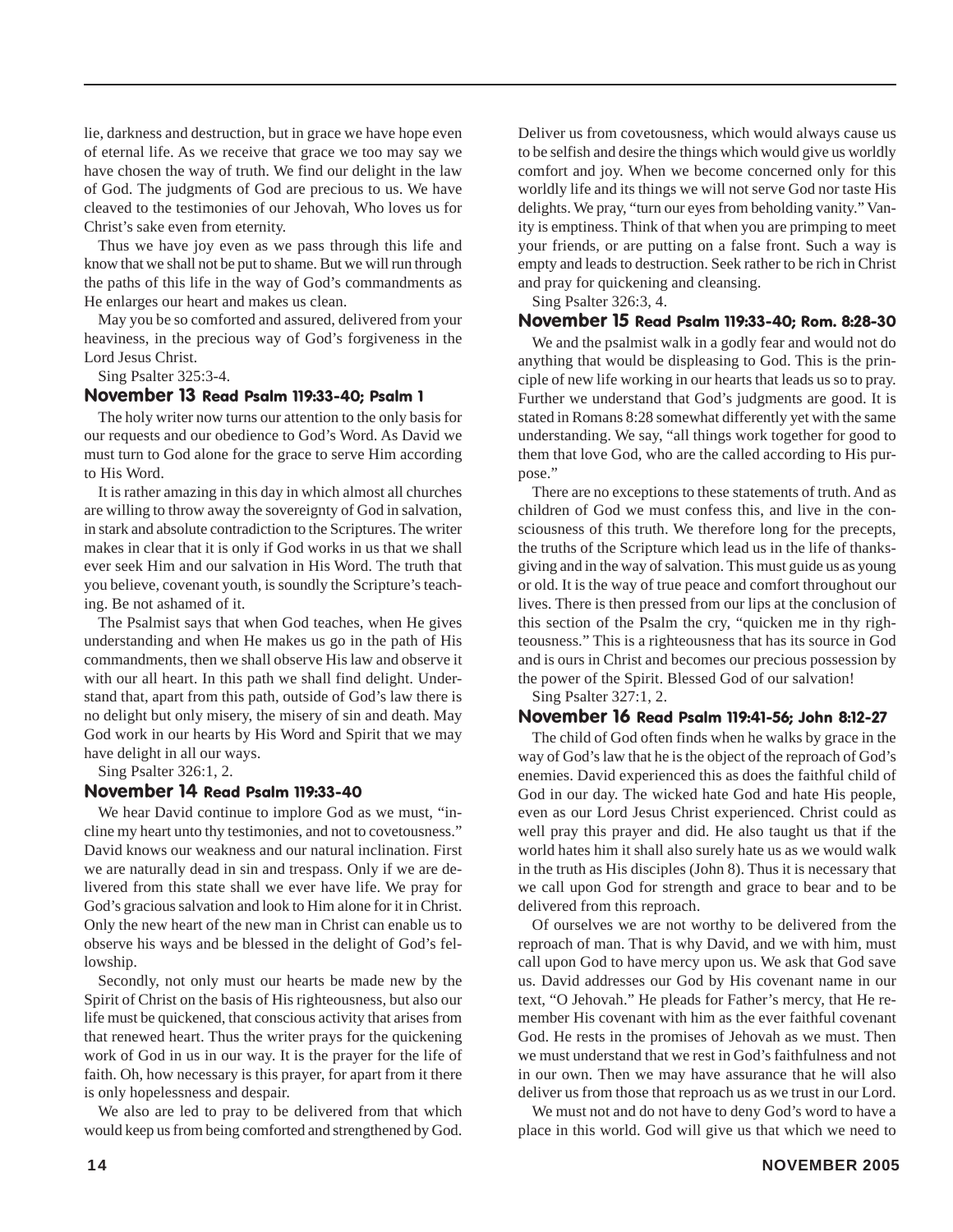lie, darkness and destruction, but in grace we have hope even of eternal life. As we receive that grace we too may say we have chosen the way of truth. We find our delight in the law of God. The judgments of God are precious to us. We have cleaved to the testimonies of our Jehovah, Who loves us for Christ's sake even from eternity.

Thus we have joy even as we pass through this life and know that we shall not be put to shame. But we will run through the paths of this life in the way of God's commandments as He enlarges our heart and makes us clean.

May you be so comforted and assured, delivered from your heaviness, in the precious way of God's forgiveness in the Lord Jesus Christ.

Sing Psalter 325:3-4.

### November 13 Read Psalm 119:33-40; Psalm 1

The holy writer now turns our attention to the only basis for our requests and our obedience to God's Word. As David we must turn to God alone for the grace to serve Him according to His Word.

It is rather amazing in this day in which almost all churches are willing to throw away the sovereignty of God in salvation, in stark and absolute contradiction to the Scriptures. The writer makes in clear that it is only if God works in us that we shall ever seek Him and our salvation in His Word. The truth that you believe, covenant youth, is soundly the Scripture's teaching. Be not ashamed of it.

The Psalmist says that when God teaches, when He gives understanding and when He makes us go in the path of His commandments, then we shall observe His law and observe it with our all heart. In this path we shall find delight. Understand that, apart from this path, outside of God's law there is no delight but only misery, the misery of sin and death. May God work in our hearts by His Word and Spirit that we may have delight in all our ways.

Sing Psalter 326:1, 2.

### November 14 Read Psalm 119:33-40

We hear David continue to implore God as we must, "incline my heart unto thy testimonies, and not to covetousness." David knows our weakness and our natural inclination. First we are naturally dead in sin and trespass. Only if we are delivered from this state shall we ever have life. We pray for God's gracious salvation and look to Him alone for it in Christ. Only the new heart of the new man in Christ can enable us to observe his ways and be blessed in the delight of God's fellowship.

Secondly, not only must our hearts be made new by the Spirit of Christ on the basis of His righteousness, but also our life must be quickened, that conscious activity that arises from that renewed heart. Thus the writer prays for the quickening work of God in us in our way. It is the prayer for the life of faith. Oh, how necessary is this prayer, for apart from it there is only hopelessness and despair.

We also are led to pray to be delivered from that which would keep us from being comforted and strengthened by God. Deliver us from covetousness, which would always cause us to be selfish and desire the things which would give us worldly comfort and joy. When we become concerned only for this worldly life and its things we will not serve God nor taste His delights. We pray, "turn our eyes from beholding vanity." Vanity is emptiness. Think of that when you are primping to meet your friends, or are putting on a false front. Such a way is empty and leads to destruction. Seek rather to be rich in Christ and pray for quickening and cleansing.

Sing Psalter 326:3, 4.

### November 15 Read Psalm 119:33-40; Rom. 8:28-30

We and the psalmist walk in a godly fear and would not do anything that would be displeasing to God. This is the principle of new life working in our hearts that leads us so to pray. Further we understand that God's judgments are good. It is stated in Romans 8:28 somewhat differently yet with the same understanding. We say, "all things work together for good to them that love God, who are the called according to His purpose."

There are no exceptions to these statements of truth. And as children of God we must confess this, and live in the consciousness of this truth. We therefore long for the precepts, the truths of the Scripture which lead us in the life of thanksgiving and in the way of salvation. This must guide us as young or old. It is the way of true peace and comfort throughout our lives. There is then pressed from our lips at the conclusion of this section of the Psalm the cry, "quicken me in thy righteousness." This is a righteousness that has its source in God and is ours in Christ and becomes our precious possession by the power of the Spirit. Blessed God of our salvation!

Sing Psalter 327:1, 2.

### November 16 Read Psalm 119:41-56; John 8:12-27

The child of God often finds when he walks by grace in the way of God's law that he is the object of the reproach of God's enemies. David experienced this as does the faithful child of God in our day. The wicked hate God and hate His people, even as our Lord Jesus Christ experienced. Christ could as well pray this prayer and did. He also taught us that if the world hates him it shall also surely hate us as we would walk in the truth as His disciples (John 8). Thus it is necessary that we call upon God for strength and grace to bear and to be delivered from this reproach.

Of ourselves we are not worthy to be delivered from the reproach of man. That is why David, and we with him, must call upon God to have mercy upon us. We ask that God save us. David addresses our God by His covenant name in our text, "O Jehovah." He pleads for Father's mercy, that He remember His covenant with him as the ever faithful covenant God. He rests in the promises of Jehovah as we must. Then we must understand that we rest in God's faithfulness and not in our own. Then we may have assurance that he will also deliver us from those that reproach us as we trust in our Lord.

We must not and do not have to deny God's word to have a place in this world. God will give us that which we need to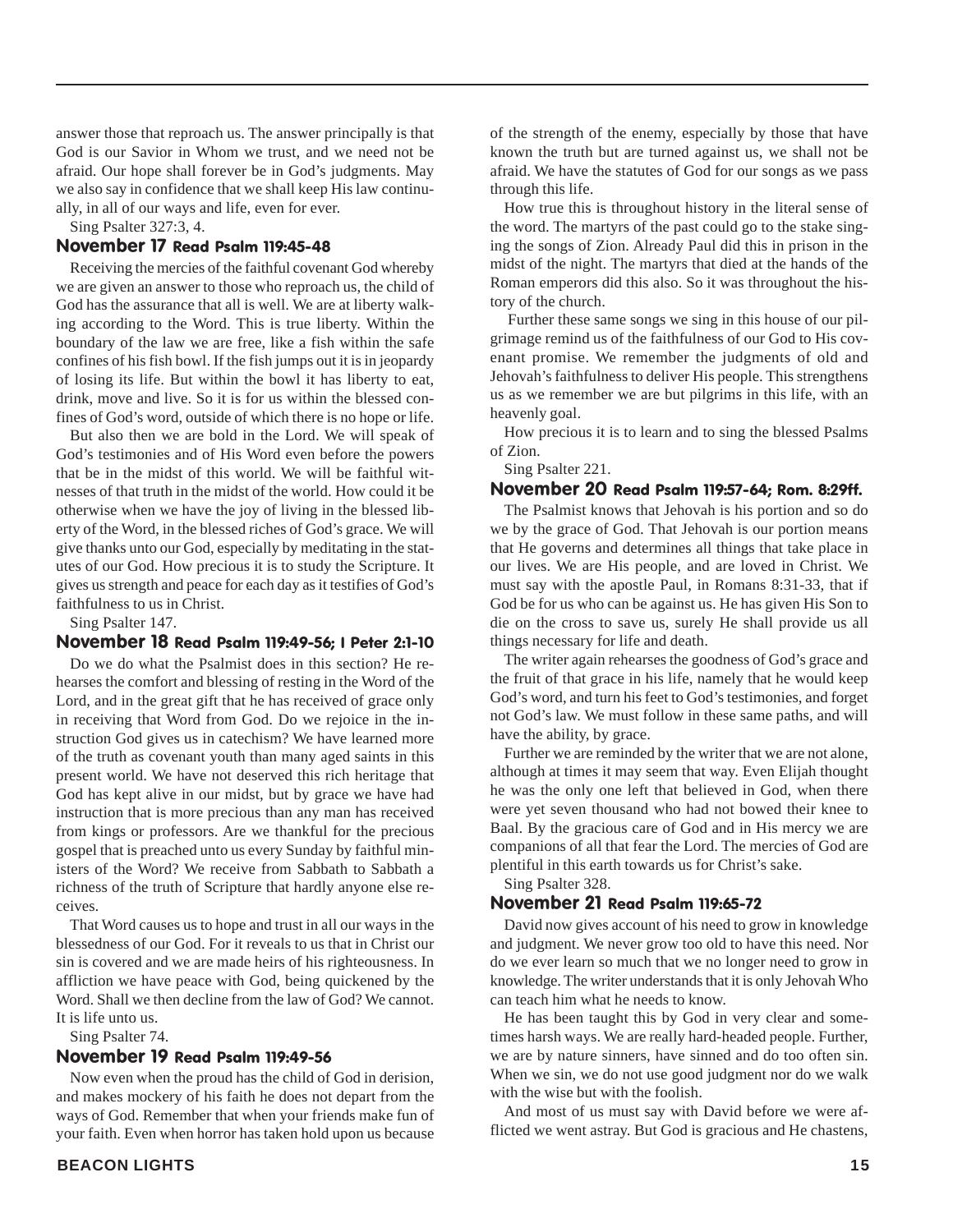answer those that reproach us. The answer principally is that God is our Savior in Whom we trust, and we need not be afraid. Our hope shall forever be in God's judgments. May we also say in confidence that we shall keep His law continually, in all of our ways and life, even for ever.

Sing Psalter 327:3, 4.

### November 17 Read Psalm 119:45-48

Receiving the mercies of the faithful covenant God whereby we are given an answer to those who reproach us, the child of God has the assurance that all is well. We are at liberty walking according to the Word. This is true liberty. Within the boundary of the law we are free, like a fish within the safe confines of his fish bowl. If the fish jumps out it is in jeopardy of losing its life. But within the bowl it has liberty to eat, drink, move and live. So it is for us within the blessed confines of God's word, outside of which there is no hope or life.

But also then we are bold in the Lord. We will speak of God's testimonies and of His Word even before the powers that be in the midst of this world. We will be faithful witnesses of that truth in the midst of the world. How could it be otherwise when we have the joy of living in the blessed liberty of the Word, in the blessed riches of God's grace. We will give thanks unto our God, especially by meditating in the statutes of our God. How precious it is to study the Scripture. It gives us strength and peace for each day as it testifies of God's faithfulness to us in Christ.

Sing Psalter 147.

### November 18 Read Psalm 119:49-56; I Peter 2:1-10

Do we do what the Psalmist does in this section? He rehearses the comfort and blessing of resting in the Word of the Lord, and in the great gift that he has received of grace only in receiving that Word from God. Do we rejoice in the instruction God gives us in catechism? We have learned more of the truth as covenant youth than many aged saints in this present world. We have not deserved this rich heritage that God has kept alive in our midst, but by grace we have had instruction that is more precious than any man has received from kings or professors. Are we thankful for the precious gospel that is preached unto us every Sunday by faithful ministers of the Word? We receive from Sabbath to Sabbath a richness of the truth of Scripture that hardly anyone else receives.

That Word causes us to hope and trust in all our ways in the blessedness of our God. For it reveals to us that in Christ our sin is covered and we are made heirs of his righteousness. In affliction we have peace with God, being quickened by the Word. Shall we then decline from the law of God? We cannot. It is life unto us.

Sing Psalter 74.

### November 19 Read Psalm 119:49-56

Now even when the proud has the child of God in derision, and makes mockery of his faith he does not depart from the ways of God. Remember that when your friends make fun of your faith. Even when horror has taken hold upon us because of the strength of the enemy, especially by those that have known the truth but are turned against us, we shall not be afraid. We have the statutes of God for our songs as we pass through this life.

How true this is throughout history in the literal sense of the word. The martyrs of the past could go to the stake singing the songs of Zion. Already Paul did this in prison in the midst of the night. The martyrs that died at the hands of the Roman emperors did this also. So it was throughout the history of the church.

Further these same songs we sing in this house of our pilgrimage remind us of the faithfulness of our God to His covenant promise. We remember the judgments of old and Jehovah's faithfulness to deliver His people. This strengthens us as we remember we are but pilgrims in this life, with an heavenly goal.

How precious it is to learn and to sing the blessed Psalms of Zion.

Sing Psalter 221.

### November 20 Read Psalm 119:57-64; Rom. 8:29ff.

The Psalmist knows that Jehovah is his portion and so do we by the grace of God. That Jehovah is our portion means that He governs and determines all things that take place in our lives. We are His people, and are loved in Christ. We must say with the apostle Paul, in Romans 8:31-33, that if God be for us who can be against us. He has given His Son to die on the cross to save us, surely He shall provide us all things necessary for life and death.

The writer again rehearses the goodness of God's grace and the fruit of that grace in his life, namely that he would keep God's word, and turn his feet to God's testimonies, and forget not God's law. We must follow in these same paths, and will have the ability, by grace.

Further we are reminded by the writer that we are not alone, although at times it may seem that way. Even Elijah thought he was the only one left that believed in God, when there were yet seven thousand who had not bowed their knee to Baal. By the gracious care of God and in His mercy we are companions of all that fear the Lord. The mercies of God are plentiful in this earth towards us for Christ's sake.

Sing Psalter 328.

### November 21 Read Psalm 119:65-72

David now gives account of his need to grow in knowledge and judgment. We never grow too old to have this need. Nor do we ever learn so much that we no longer need to grow in knowledge. The writer understands that it is only Jehovah Who can teach him what he needs to know.

He has been taught this by God in very clear and sometimes harsh ways. We are really hard-headed people. Further, we are by nature sinners, have sinned and do too often sin. When we sin, we do not use good judgment nor do we walk with the wise but with the foolish.

And most of us must say with David before we were afflicted we went astray. But God is gracious and He chastens,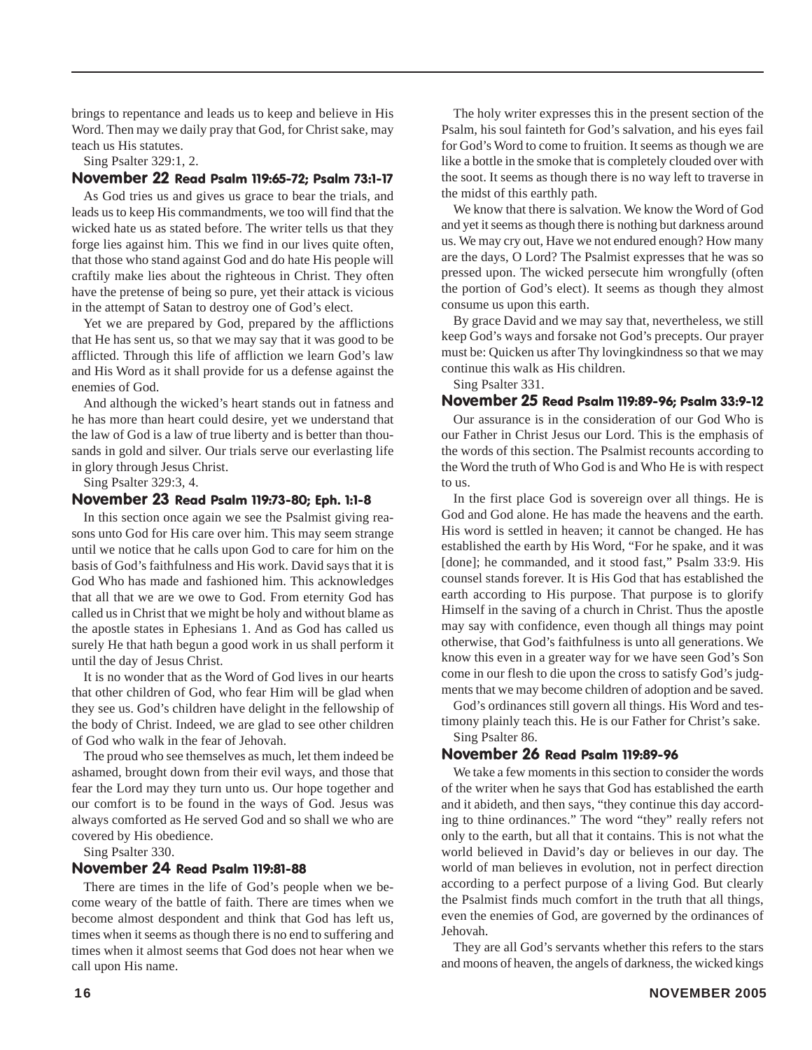brings to repentance and leads us to keep and believe in His Word. Then may we daily pray that God, for Christ sake, may teach us His statutes.

Sing Psalter 329:1, 2.

### November 22 Read Psalm 119:65-72; Psalm 73:1-17

As God tries us and gives us grace to bear the trials, and leads us to keep His commandments, we too will find that the wicked hate us as stated before. The writer tells us that they forge lies against him. This we find in our lives quite often, that those who stand against God and do hate His people will craftily make lies about the righteous in Christ. They often have the pretense of being so pure, yet their attack is vicious in the attempt of Satan to destroy one of God's elect.

Yet we are prepared by God, prepared by the afflictions that He has sent us, so that we may say that it was good to be afflicted. Through this life of affliction we learn God's law and His Word as it shall provide for us a defense against the enemies of God.

And although the wicked's heart stands out in fatness and he has more than heart could desire, yet we understand that the law of God is a law of true liberty and is better than thousands in gold and silver. Our trials serve our everlasting life in glory through Jesus Christ.

Sing Psalter 329:3, 4.

### November 23 Read Psalm 119:73-80; Eph. 1:1-8

In this section once again we see the Psalmist giving reasons unto God for His care over him. This may seem strange until we notice that he calls upon God to care for him on the basis of God's faithfulness and His work. David says that it is God Who has made and fashioned him. This acknowledges that all that we are we owe to God. From eternity God has called us in Christ that we might be holy and without blame as the apostle states in Ephesians 1. And as God has called us surely He that hath begun a good work in us shall perform it until the day of Jesus Christ.

It is no wonder that as the Word of God lives in our hearts that other children of God, who fear Him will be glad when they see us. God's children have delight in the fellowship of the body of Christ. Indeed, we are glad to see other children of God who walk in the fear of Jehovah.

The proud who see themselves as much, let them indeed be ashamed, brought down from their evil ways, and those that fear the Lord may they turn unto us. Our hope together and our comfort is to be found in the ways of God. Jesus was always comforted as He served God and so shall we who are covered by His obedience.

Sing Psalter 330.

### November 24 Read Psalm 119:81-88

There are times in the life of God's people when we become weary of the battle of faith. There are times when we become almost despondent and think that God has left us, times when it seems as though there is no end to suffering and times when it almost seems that God does not hear when we call upon His name.

The holy writer expresses this in the present section of the Psalm, his soul fainteth for God's salvation, and his eyes fail for God's Word to come to fruition. It seems as though we are like a bottle in the smoke that is completely clouded over with the soot. It seems as though there is no way left to traverse in the midst of this earthly path.

We know that there is salvation. We know the Word of God and yet it seems as though there is nothing but darkness around us. We may cry out, Have we not endured enough? How many are the days, O Lord? The Psalmist expresses that he was so pressed upon. The wicked persecute him wrongfully (often the portion of God's elect). It seems as though they almost consume us upon this earth.

By grace David and we may say that, nevertheless, we still keep God's ways and forsake not God's precepts. Our prayer must be: Quicken us after Thy lovingkindness so that we may continue this walk as His children.

Sing Psalter 331.

### November 25 Read Psalm 119:89-96; Psalm 33:9-12

Our assurance is in the consideration of our God Who is our Father in Christ Jesus our Lord. This is the emphasis of the words of this section. The Psalmist recounts according to the Word the truth of Who God is and Who He is with respect to us.

In the first place God is sovereign over all things. He is God and God alone. He has made the heavens and the earth. His word is settled in heaven; it cannot be changed. He has established the earth by His Word, "For he spake, and it was [done]; he commanded, and it stood fast," Psalm 33:9. His counsel stands forever. It is His God that has established the earth according to His purpose. That purpose is to glorify Himself in the saving of a church in Christ. Thus the apostle may say with confidence, even though all things may point otherwise, that God's faithfulness is unto all generations. We know this even in a greater way for we have seen God's Son come in our flesh to die upon the cross to satisfy God's judgments that we may become children of adoption and be saved.

God's ordinances still govern all things. His Word and testimony plainly teach this. He is our Father for Christ's sake.

Sing Psalter 86.

### November 26 Read Psalm 119:89-96

We take a few moments in this section to consider the words of the writer when he says that God has established the earth and it abideth, and then says, "they continue this day according to thine ordinances." The word "they" really refers not only to the earth, but all that it contains. This is not what the world believed in David's day or believes in our day. The world of man believes in evolution, not in perfect direction according to a perfect purpose of a living God. But clearly the Psalmist finds much comfort in the truth that all things, even the enemies of God, are governed by the ordinances of Jehovah.

They are all God's servants whether this refers to the stars and moons of heaven, the angels of darkness, the wicked kings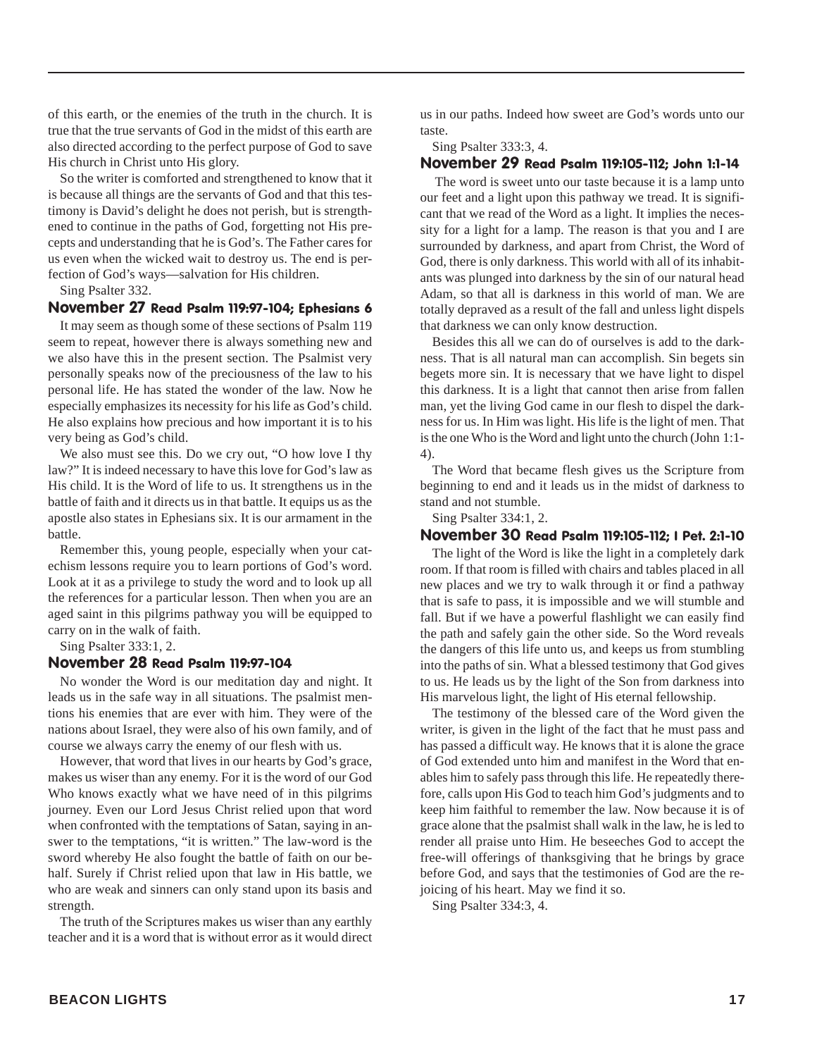of this earth, or the enemies of the truth in the church. It is true that the true servants of God in the midst of this earth are also directed according to the perfect purpose of God to save His church in Christ unto His glory.

So the writer is comforted and strengthened to know that it is because all things are the servants of God and that this testimony is David's delight he does not perish, but is strengthened to continue in the paths of God, forgetting not His precepts and understanding that he is God's. The Father cares for us even when the wicked wait to destroy us. The end is perfection of God's ways—salvation for His children.

Sing Psalter 332.

### November 27 Read Psalm 119:97-104; Ephesians 6

It may seem as though some of these sections of Psalm 119 seem to repeat, however there is always something new and we also have this in the present section. The Psalmist very personally speaks now of the preciousness of the law to his personal life. He has stated the wonder of the law. Now he especially emphasizes its necessity for his life as God's child. He also explains how precious and how important it is to his very being as God's child.

We also must see this. Do we cry out, "O how love I thy law?" It is indeed necessary to have this love for God's law as His child. It is the Word of life to us. It strengthens us in the battle of faith and it directs us in that battle. It equips us as the apostle also states in Ephesians six. It is our armament in the battle.

Remember this, young people, especially when your catechism lessons require you to learn portions of God's word. Look at it as a privilege to study the word and to look up all the references for a particular lesson. Then when you are an aged saint in this pilgrims pathway you will be equipped to carry on in the walk of faith.

Sing Psalter 333:1, 2.

### November 28 Read Psalm 119:97-104

No wonder the Word is our meditation day and night. It leads us in the safe way in all situations. The psalmist mentions his enemies that are ever with him. They were of the nations about Israel, they were also of his own family, and of course we always carry the enemy of our flesh with us.

However, that word that lives in our hearts by God's grace, makes us wiser than any enemy. For it is the word of our God Who knows exactly what we have need of in this pilgrims journey. Even our Lord Jesus Christ relied upon that word when confronted with the temptations of Satan, saying in answer to the temptations, "it is written." The law-word is the sword whereby He also fought the battle of faith on our behalf. Surely if Christ relied upon that law in His battle, we who are weak and sinners can only stand upon its basis and strength.

The truth of the Scriptures makes us wiser than any earthly teacher and it is a word that is without error as it would direct us in our paths. Indeed how sweet are God's words unto our taste.

Sing Psalter 333:3, 4.

### November 29 Read Psalm 119:105-112; John 1:1-14

The word is sweet unto our taste because it is a lamp unto our feet and a light upon this pathway we tread. It is significant that we read of the Word as a light. It implies the necessity for a light for a lamp. The reason is that you and I are surrounded by darkness, and apart from Christ, the Word of God, there is only darkness. This world with all of its inhabitants was plunged into darkness by the sin of our natural head Adam, so that all is darkness in this world of man. We are totally depraved as a result of the fall and unless light dispels that darkness we can only know destruction.

Besides this all we can do of ourselves is add to the darkness. That is all natural man can accomplish. Sin begets sin begets more sin. It is necessary that we have light to dispel this darkness. It is a light that cannot then arise from fallen man, yet the living God came in our flesh to dispel the darkness for us. In Him was light. His life is the light of men. That is the one Who is the Word and light unto the church (John 1:1-4).

The Word that became flesh gives us the Scripture from beginning to end and it leads us in the midst of darkness to stand and not stumble.

Sing Psalter 334:1, 2.

### November 30 Read Psalm 119:105-112; I Pet. 2:1-10

The light of the Word is like the light in a completely dark room. If that room is filled with chairs and tables placed in all new places and we try to walk through it or find a pathway that is safe to pass, it is impossible and we will stumble and fall. But if we have a powerful flashlight we can easily find the path and safely gain the other side. So the Word reveals the dangers of this life unto us, and keeps us from stumbling into the paths of sin. What a blessed testimony that God gives to us. He leads us by the light of the Son from darkness into His marvelous light, the light of His eternal fellowship.

The testimony of the blessed care of the Word given the writer, is given in the light of the fact that he must pass and has passed a difficult way. He knows that it is alone the grace of God extended unto him and manifest in the Word that enables him to safely pass through this life. He repeatedly therefore, calls upon His God to teach him God's judgments and to keep him faithful to remember the law. Now because it is of grace alone that the psalmist shall walk in the law, he is led to render all praise unto Him. He beseeches God to accept the free-will offerings of thanksgiving that he brings by grace before God, and says that the testimonies of God are the rejoicing of his heart. May we find it so.

Sing Psalter 334:3, 4.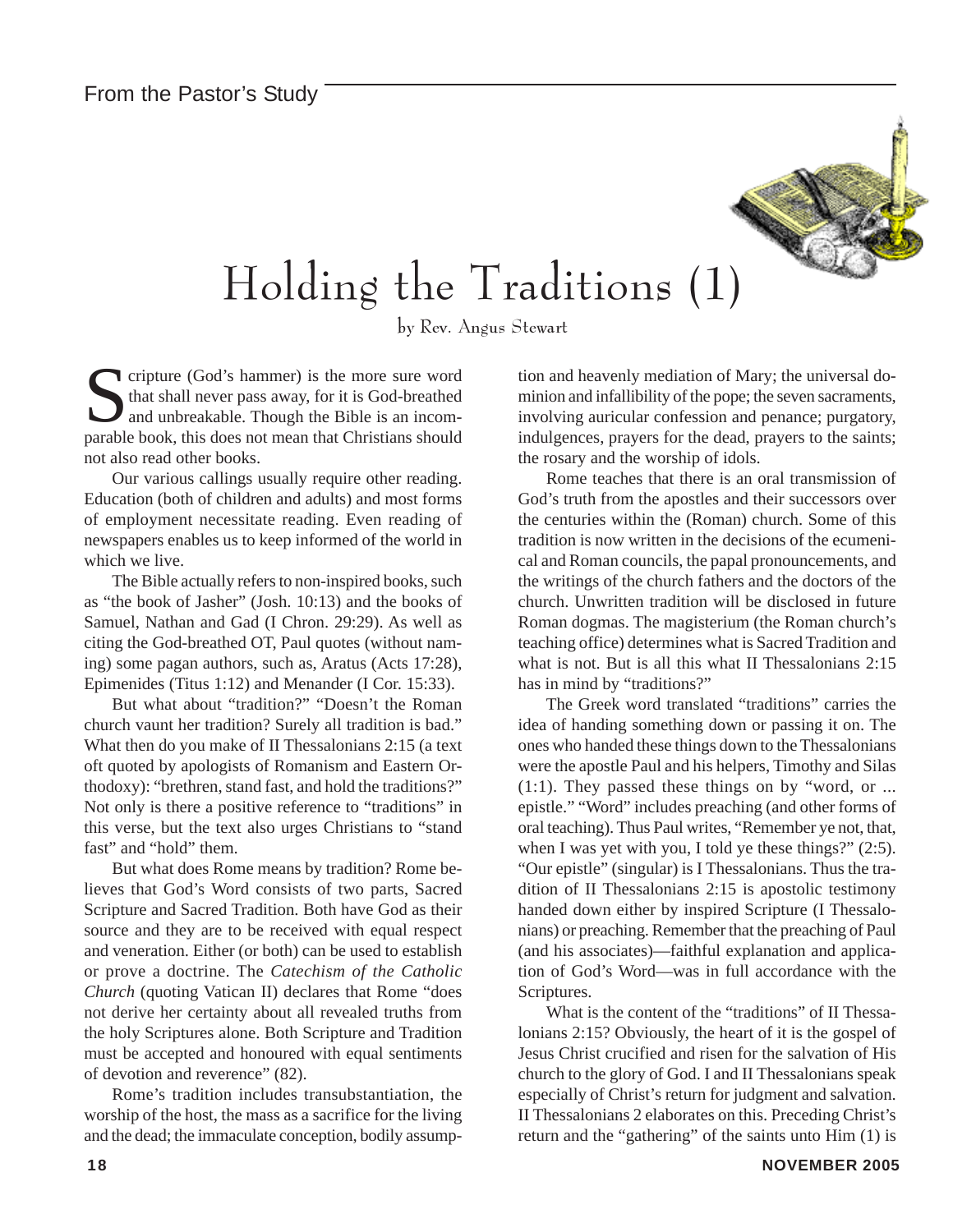From the Pastor's Study

# Holding the Traditions (1)

by Rev. Angus Stewart

Scripture (God's hammer) is the more sure word that shall never pass away, for it is God-breathed and unbreakable. Though the Bible is an incomparable book, this does not mean that Christians should not also read other books.

Our various callings usually require other reading. Education (both of children and adults) and most forms of employment necessitate reading. Even reading of newspapers enables us to keep informed of the world in which we live.

The Bible actually refers to non-inspired books, such as "the book of Jasher" (Josh. 10:13) and the books of Samuel, Nathan and Gad (I Chron. 29:29). As well as citing the God-breathed OT, Paul quotes (without naming) some pagan authors, such as, Aratus (Acts 17:28), Epimenides (Titus 1:12) and Menander (I Cor. 15:33).

But what about "tradition?" "Doesn't the Roman church vaunt her tradition? Surely all tradition is bad." What then do you make of II Thessalonians 2:15 (a text oft quoted by apologists of Romanism and Eastern Orthodoxy): "brethren, stand fast, and hold the traditions?" Not only is there a positive reference to "traditions" in this verse, but the text also urges Christians to "stand fast" and "hold" them.

But what does Rome means by tradition? Rome believes that God's Word consists of two parts, Sacred Scripture and Sacred Tradition. Both have God as their source and they are to be received with equal respect and veneration. Either (or both) can be used to establish or prove a doctrine. The *Catechism of the Catholic Church* (quoting Vatican II) declares that Rome "does not derive her certainty about all revealed truths from the holy Scriptures alone. Both Scripture and Tradition must be accepted and honoured with equal sentiments of devotion and reverence" (82).

Rome's tradition includes transubstantiation, the worship of the host, the mass as a sacrifice for the living and the dead; the immaculate conception, bodily assumption and heavenly mediation of Mary; the universal dominion and infallibility of the pope; the seven sacraments, involving auricular confession and penance; purgatory, indulgences, prayers for the dead, prayers to the saints; the rosary and the worship of idols.

Rome teaches that there is an oral transmission of God's truth from the apostles and their successors over the centuries within the (Roman) church. Some of this tradition is now written in the decisions of the ecumenical and Roman councils, the papal pronouncements, and the writings of the church fathers and the doctors of the church. Unwritten tradition will be disclosed in future Roman dogmas. The magisterium (the Roman church's teaching office) determines what is Sacred Tradition and what is not. But is all this what II Thessalonians 2:15 has in mind by "traditions?"

The Greek word translated "traditions" carries the idea of handing something down or passing it on. The ones who handed these things down to the Thessalonians were the apostle Paul and his helpers, Timothy and Silas (1:1). They passed these things on by "word, or ... epistle." "Word" includes preaching (and other forms of oral teaching). Thus Paul writes, "Remember ye not, that, when I was yet with you, I told ye these things?" (2:5). "Our epistle" (singular) is I Thessalonians. Thus the tradition of II Thessalonians 2:15 is apostolic testimony handed down either by inspired Scripture (I Thessalonians) or preaching. Remember that the preaching of Paul (and his associates)—faithful explanation and application of God's Word—was in full accordance with the Scriptures.

What is the content of the "traditions" of II Thessalonians 2:15? Obviously, the heart of it is the gospel of Jesus Christ crucified and risen for the salvation of His church to the glory of God. I and II Thessalonians speak especially of Christ's return for judgment and salvation. II Thessalonians 2 elaborates on this. Preceding Christ's return and the "gathering" of the saints unto Him (1) is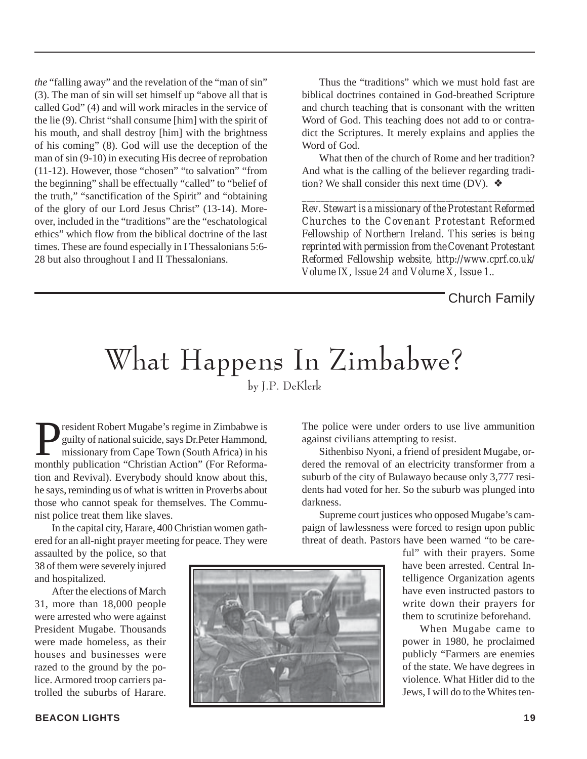*the* "falling away" and the revelation of the "man of sin" (3). The man of sin will set himself up "above all that is called God" (4) and will work miracles in the service of the lie (9). Christ "shall consume [him] with the spirit of his mouth, and shall destroy [him] with the brightness of his coming" (8). God will use the deception of the man of sin (9-10) in executing His decree of reprobation (11-12). However, those "chosen" "to salvation" "from the beginning" shall be effectually "called" to "belief of the truth," "sanctification of the Spirit" and "obtaining of the glory of our Lord Jesus Christ" (13-14). Moreover, included in the "traditions" are the "eschatological ethics" which flow from the biblical doctrine of the last times. These are found especially in I Thessalonians 5:6-28 but also throughout I and II Thessalonians.

Thus the "traditions" which we must hold fast are biblical doctrines contained in God-breathed Scripture and church teaching that is consonant with the written Word of God. This teaching does not add to or contradict the Scriptures. It merely explains and applies the Word of God.

What then of the church of Rome and her tradition? And what is the calling of the believer regarding tradition? We shall consider this next time (DV). ❖

---

*Rev. Stewart is a missionary of the Protestant Reformed Churches to the Covenant Protestant Reformed Fellowship of Northern Ireland. This series is being reprinted with permission from the Covenant Protestant Reformed Fellowship website, http://www.cprf.co.uk/ Volume IX, Issue 24 and Volume X, Issue 1..*

Church Family

# What Happens In Zimbabwe?

by J.P. DeKlerk

President Robert Mugabe's regime in Zimbabwe is guilty of national suicide, says Dr.Peter Hammond, missionary from Cape Town (South Africa) in his monthly publication "Christian Action" (For Reformation and Revival). Everybody should know about this, he says, reminding us of what is written in Proverbs about those who cannot speak for themselves. The Communist police treat them like slaves.

In the capital city, Harare, 400 Christian women gathered for an all-night prayer meeting for peace. They were assaulted by the police, so that 38 of them were severely injured and hospitalized.

After the elections of March 31, more than 18,000 people were arrested who were against President Mugabe. Thousands were made homeless, as their houses and businesses were razed to the ground by the police. Armored troop carriers patrolled the suburbs of Harare. The police were under orders to use live ammunition against civilians attempting to resist.

Sithenbiso Nyoni, a friend of president Mugabe, ordered the removal of an electricity transformer from a suburb of the city of Bulawayo because only 3,777 residents had voted for her. So the suburb was plunged into darkness.

Supreme court justices who opposed Mugabe's campaign of lawlessness were forced to resign upon public threat of death. Pastors have been warned "to be careful" with their prayers. Some have been arrested. Central Intelligence Organization agents have even instructed pastors to write down their prayers for them to scrutinize beforehand.

When Mugabe came to power in 1980, he proclaimed publicly "Farmers are enemies of the state. We have degrees in violence. What Hitler did to the Jews, I will do to the Whites ten-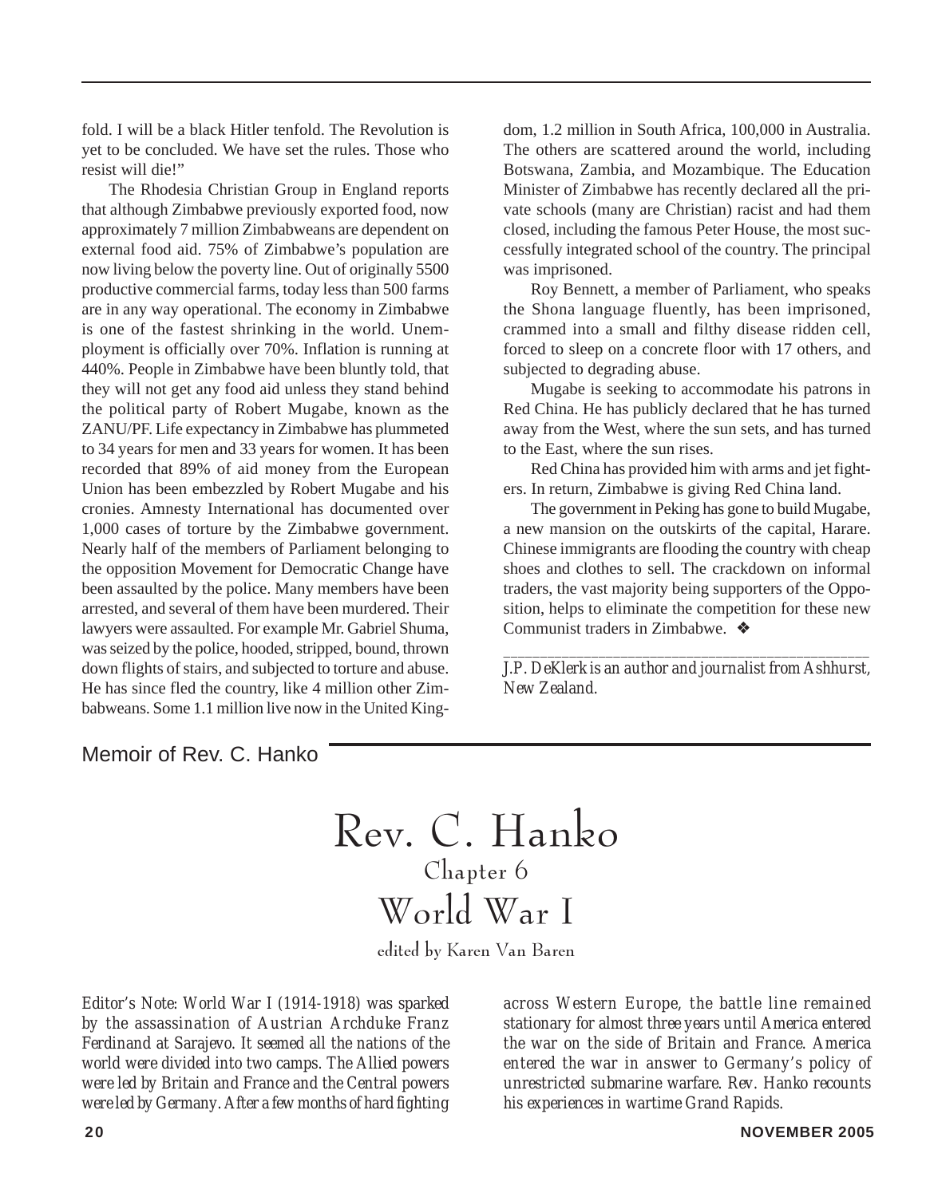fold. I will be a black Hitler tenfold. The Revolution is yet to be concluded. We have set the rules. Those who resist will die!"

The Rhodesia Christian Group in England reports that although Zimbabwe previously exported food, now approximately 7 million Zimbabweans are dependent on external food aid. 75% of Zimbabwe's population are now living below the poverty line. Out of originally 5500 productive commercial farms, today less than 500 farms are in any way operational. The economy in Zimbabwe is one of the fastest shrinking in the world. Unemployment is officially over 70%. Inflation is running at 440%. People in Zimbabwe have been bluntly told, that they will not get any food aid unless they stand behind the political party of Robert Mugabe, known as the ZANU/PF. Life expectancy in Zimbabwe has plummeted to 34 years for men and 33 years for women. It has been recorded that 89% of aid money from the European Union has been embezzled by Robert Mugabe and his cronies. Amnesty International has documented over 1,000 cases of torture by the Zimbabwe government. Nearly half of the members of Parliament belonging to the opposition Movement for Democratic Change have been assaulted by the police. Many members have been arrested, and several of them have been murdered. Their lawyers were assaulted. For example Mr. Gabriel Shuma, was seized by the police, hooded, stripped, bound, thrown down flights of stairs, and subjected to torture and abuse. He has since fled the country, like 4 million other Zimbabweans. Some 1.1 million live now in the United Kingdom, 1.2 million in South Africa, 100,000 in Australia. The others are scattered around the world, including Botswana, Zambia, and Mozambique. The Education Minister of Zimbabwe has recently declared all the private schools (many are Christian) racist and had them closed, including the famous Peter House, the most successfully integrated school of the country. The principal was imprisoned.

Roy Bennett, a member of Parliament, who speaks the Shona language fluently, has been imprisoned, crammed into a small and filthy disease ridden cell, forced to sleep on a concrete floor with 17 others, and subjected to degrading abuse.

Mugabe is seeking to accommodate his patrons in Red China. He has publicly declared that he has turned away from the West, where the sun sets, and has turned to the East, where the sun rises.

Red China has provided him with arms and jet fighters. In return, Zimbabwe is giving Red China land.

The government in Peking has gone to build Mugabe, a new mansion on the outskirts of the capital, Harare. Chinese immigrants are flooding the country with cheap shoes and clothes to sell. The crackdown on informal traders, the vast majority being supporters of the Opposition, helps to eliminate the competition for these new Communist traders in Zimbabwe. ❖

---

*J.P. DeKlerk is an author and journalist from Ashhurst, New Zealand.*

Memoir of Rev. C. Hanko

# Rev. C. Hanko
## Chapter 6
## World War I

edited by Karen Van Baren

*Editor's Note: World War I (1914-1918) was sparked by the assassination of Austrian Archduke Franz Ferdinand at Sarajevo. It seemed all the nations of the world were divided into two camps. The Allied powers were led by Britain and France and the Central powers were led by Germany. After a few months of hard fighting across Western Europe, the battle line remained stationary for almost three years until America entered the war on the side of Britain and France. America entered the war in answer to Germany's policy of unrestricted submarine warfare. Rev. Hanko recounts his experiences in wartime Grand Rapids.*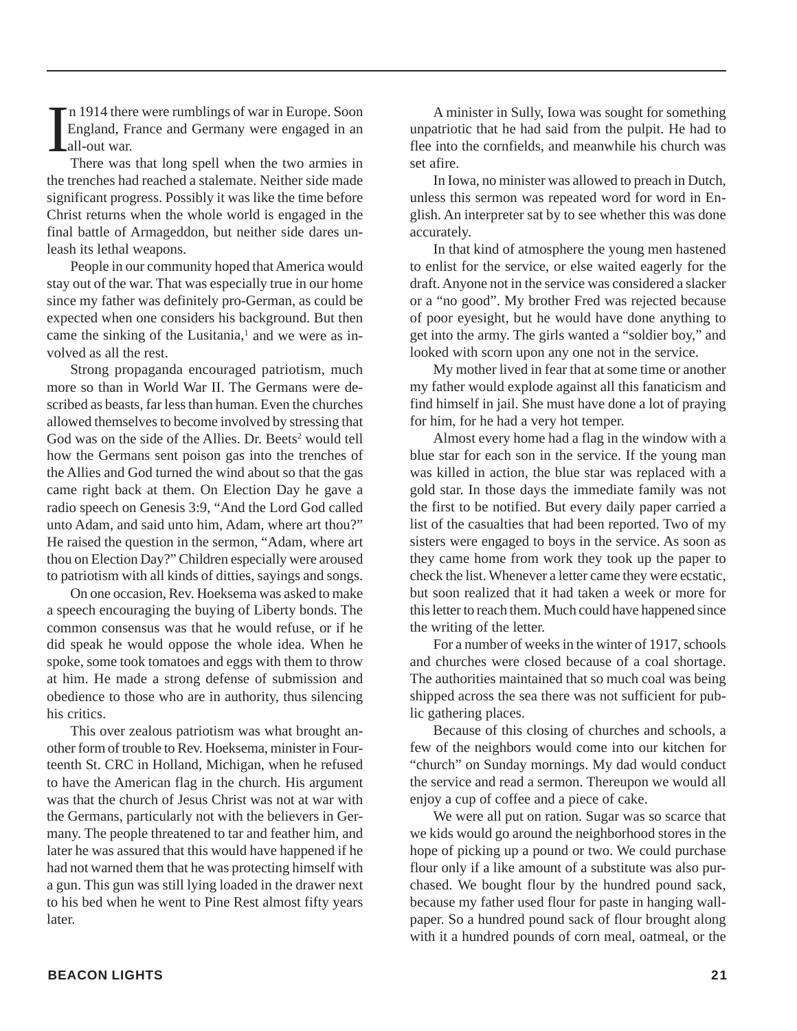In 1914 there were rumblings of war in Europe. Soon England, France and Germany were engaged in an all-out war.

There was that long spell when the two armies in the trenches had reached a stalemate. Neither side made significant progress. Possibly it was like the time before Christ returns when the whole world is engaged in the final battle of Armageddon, but neither side dares unleash its lethal weapons.

People in our community hoped that America would stay out of the war. That was especially true in our home since my father was definitely pro-German, as could be expected when one considers his background. But then came the sinking of the Lusitania,[1] and we were as involved as all the rest.

Strong propaganda encouraged patriotism, much more so than in World War II. The Germans were described as beasts, far less than human. Even the churches allowed themselves to become involved by stressing that God was on the side of the Allies. Dr. Beets[2] would tell how the Germans sent poison gas into the trenches of the Allies and God turned the wind about so that the gas came right back at them. On Election Day he gave a radio speech on Genesis 3:9, "And the Lord God called unto Adam, and said unto him, Adam, where art thou?" He raised the question in the sermon, "Adam, where art thou on Election Day?" Children especially were aroused to patriotism with all kinds of ditties, sayings and songs.

On one occasion, Rev. Hoeksema was asked to make a speech encouraging the buying of Liberty bonds. The common consensus was that he would refuse, or if he did speak he would oppose the whole idea. When he spoke, some took tomatoes and eggs with them to throw at him. He made a strong defense of submission and obedience to those who are in authority, thus silencing his critics.

This over zealous patriotism was what brought another form of trouble to Rev. Hoeksema, minister in Fourteenth St. CRC in Holland, Michigan, when he refused to have the American flag in the church. His argument was that the church of Jesus Christ was not at war with the Germans, particularly not with the believers in Germany. The people threatened to tar and feather him, and later he was assured that this would have happened if he had not warned them that he was protecting himself with a gun. This gun was still lying loaded in the drawer next to his bed when he went to Pine Rest almost fifty years later.

A minister in Sully, Iowa was sought for something unpatriotic that he had said from the pulpit. He had to flee into the cornfields, and meanwhile his church was set afire.

In Iowa, no minister was allowed to preach in Dutch, unless this sermon was repeated word for word in English. An interpreter sat by to see whether this was done accurately.

In that kind of atmosphere the young men hastened to enlist for the service, or else waited eagerly for the draft. Anyone not in the service was considered a slacker or a "no good". My brother Fred was rejected because of poor eyesight, but he would have done anything to get into the army. The girls wanted a "soldier boy," and looked with scorn upon any one not in the service.

My mother lived in fear that at some time or another my father would explode against all this fanaticism and find himself in jail. She must have done a lot of praying for him, for he had a very hot temper.

Almost every home had a flag in the window with a blue star for each son in the service. If the young man was killed in action, the blue star was replaced with a gold star. In those days the immediate family was not the first to be notified. But every daily paper carried a list of the casualties that had been reported. Two of my sisters were engaged to boys in the service. As soon as they came home from work they took up the paper to check the list. Whenever a letter came they were ecstatic, but soon realized that it had taken a week or more for this letter to reach them. Much could have happened since the writing of the letter.

For a number of weeks in the winter of 1917, schools and churches were closed because of a coal shortage. The authorities maintained that so much coal was being shipped across the sea there was not sufficient for public gathering places.

Because of this closing of churches and schools, a few of the neighbors would come into our kitchen for "church" on Sunday mornings. My dad would conduct the service and read a sermon. Thereupon we would all enjoy a cup of coffee and a piece of cake.

We were all put on ration. Sugar was so scarce that we kids would go around the neighborhood stores in the hope of picking up a pound or two. We could purchase flour only if a like amount of a substitute was also purchased. We bought flour by the hundred pound sack, because my father used flour for paste in hanging wallpaper. So a hundred pound sack of flour brought along with it a hundred pounds of corn meal, oatmeal, or the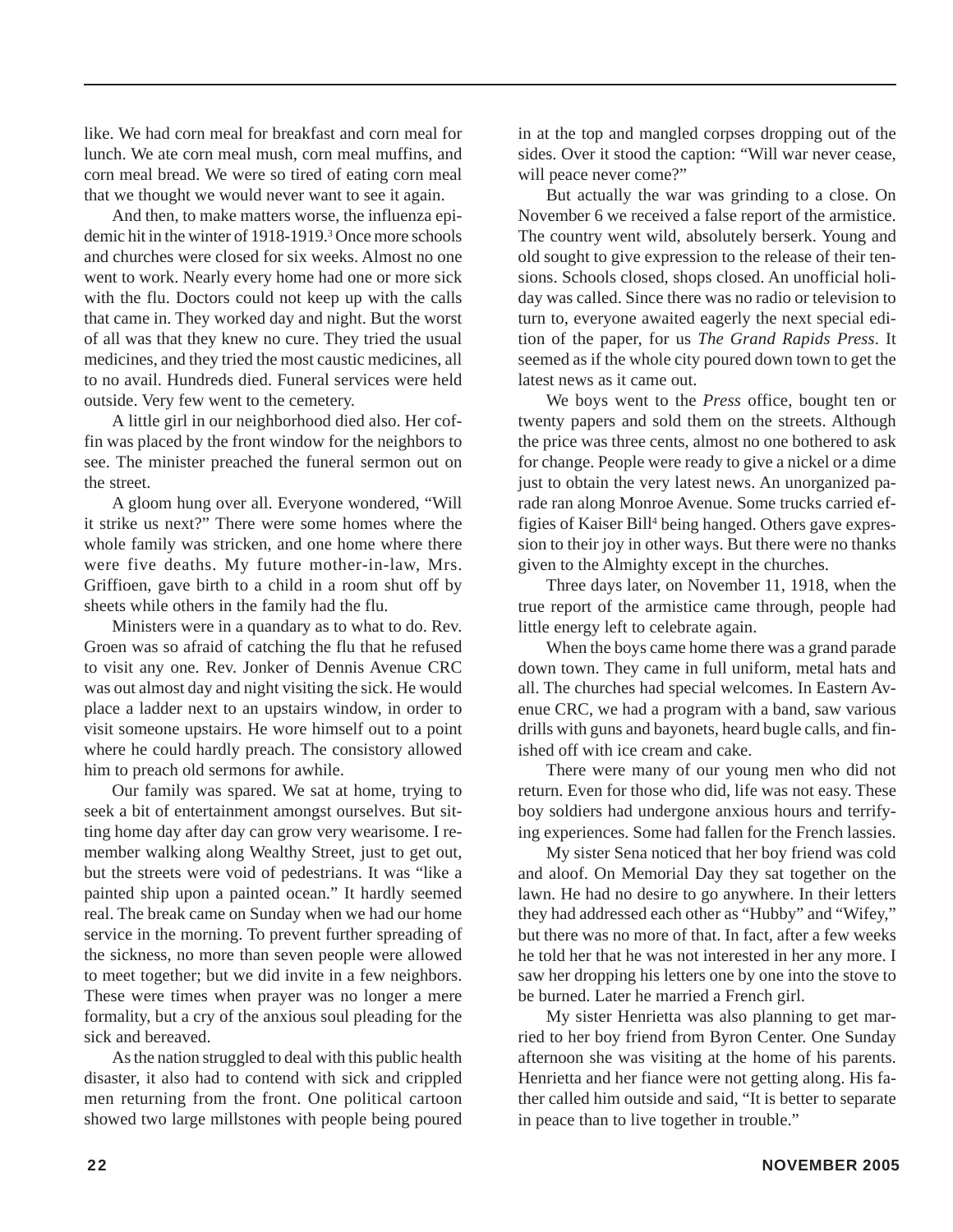like. We had corn meal for breakfast and corn meal for lunch. We ate corn meal mush, corn meal muffins, and corn meal bread. We were so tired of eating corn meal that we thought we would never want to see it again.

And then, to make matters worse, the influenza epidemic hit in the winter of 1918-1919.[3] Once more schools and churches were closed for six weeks. Almost no one went to work. Nearly every home had one or more sick with the flu. Doctors could not keep up with the calls that came in. They worked day and night. But the worst of all was that they knew no cure. They tried the usual medicines, and they tried the most caustic medicines, all to no avail. Hundreds died. Funeral services were held outside. Very few went to the cemetery.

A little girl in our neighborhood died also. Her coffin was placed by the front window for the neighbors to see. The minister preached the funeral sermon out on the street.

A gloom hung over all. Everyone wondered, "Will it strike us next?" There were some homes where the whole family was stricken, and one home where there were five deaths. My future mother-in-law, Mrs. Griffioen, gave birth to a child in a room shut off by sheets while others in the family had the flu.

Ministers were in a quandary as to what to do. Rev. Groen was so afraid of catching the flu that he refused to visit any one. Rev. Jonker of Dennis Avenue CRC was out almost day and night visiting the sick. He would place a ladder next to an upstairs window, in order to visit someone upstairs. He wore himself out to a point where he could hardly preach. The consistory allowed him to preach old sermons for awhile.

Our family was spared. We sat at home, trying to seek a bit of entertainment amongst ourselves. But sitting home day after day can grow very wearisome. I remember walking along Wealthy Street, just to get out, but the streets were void of pedestrians. It was "like a painted ship upon a painted ocean." It hardly seemed real. The break came on Sunday when we had our home service in the morning. To prevent further spreading of the sickness, no more than seven people were allowed to meet together; but we did invite in a few neighbors. These were times when prayer was no longer a mere formality, but a cry of the anxious soul pleading for the sick and bereaved.

As the nation struggled to deal with this public health disaster, it also had to contend with sick and crippled men returning from the front. One political cartoon showed two large millstones with people being poured in at the top and mangled corpses dropping out of the sides. Over it stood the caption: "Will war never cease, will peace never come?"

But actually the war was grinding to a close. On November 6 we received a false report of the armistice. The country went wild, absolutely berserk. Young and old sought to give expression to the release of their tensions. Schools closed, shops closed. An unofficial holiday was called. Since there was no radio or television to turn to, everyone awaited eagerly the next special edition of the paper, for us *The Grand Rapids Press*. It seemed as if the whole city poured down town to get the latest news as it came out.

We boys went to the *Press* office, bought ten or twenty papers and sold them on the streets. Although the price was three cents, almost no one bothered to ask for change. People were ready to give a nickel or a dime just to obtain the very latest news. An unorganized parade ran along Monroe Avenue. Some trucks carried effigies of Kaiser Bill[4] being hanged. Others gave expression to their joy in other ways. But there were no thanks given to the Almighty except in the churches.

Three days later, on November 11, 1918, when the true report of the armistice came through, people had little energy left to celebrate again.

When the boys came home there was a grand parade down town. They came in full uniform, metal hats and all. The churches had special welcomes. In Eastern Avenue CRC, we had a program with a band, saw various drills with guns and bayonets, heard bugle calls, and finished off with ice cream and cake.

There were many of our young men who did not return. Even for those who did, life was not easy. These boy soldiers had undergone anxious hours and terrifying experiences. Some had fallen for the French lassies.

My sister Sena noticed that her boy friend was cold and aloof. On Memorial Day they sat together on the lawn. He had no desire to go anywhere. In their letters they had addressed each other as "Hubby" and "Wifey," but there was no more of that. In fact, after a few weeks he told her that he was not interested in her any more. I saw her dropping his letters one by one into the stove to be burned. Later he married a French girl.

My sister Henrietta was also planning to get married to her boy friend from Byron Center. One Sunday afternoon she was visiting at the home of his parents. Henrietta and her fiance were not getting along. His father called him outside and said, "It is better to separate in peace than to live together in trouble."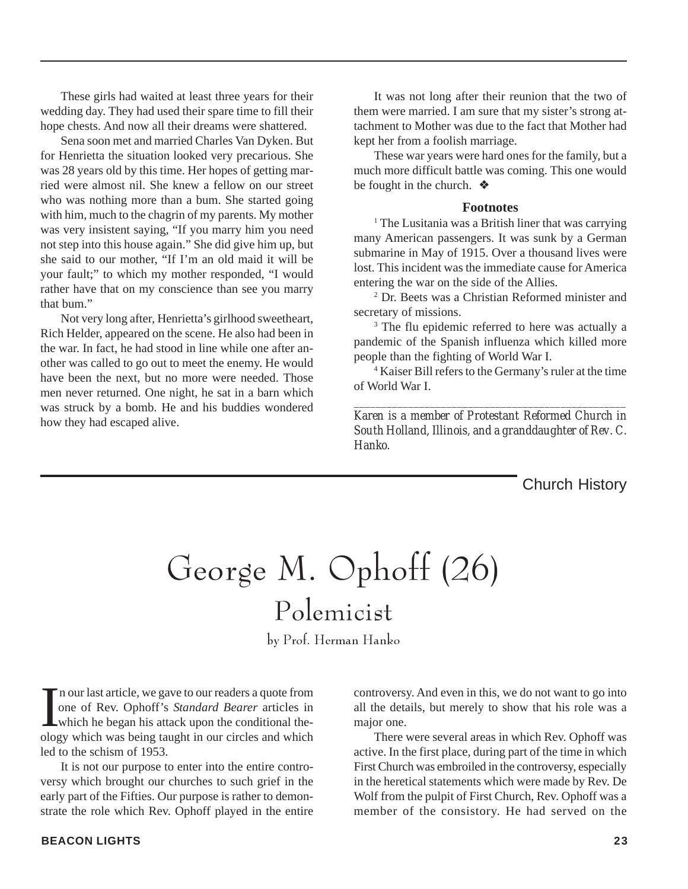These girls had waited at least three years for their wedding day. They had used their spare time to fill their hope chests. And now all their dreams were shattered.

Sena soon met and married Charles Van Dyken. But for Henrietta the situation looked very precarious. She was 28 years old by this time. Her hopes of getting married were almost nil. She knew a fellow on our street who was nothing more than a bum. She started going with him, much to the chagrin of my parents. My mother was very insistent saying, "If you marry him you need not step into this house again." She did give him up, but she said to our mother, "If I'm an old maid it will be your fault;" to which my mother responded, "I would rather have that on my conscience than see you marry that bum."

Not very long after, Henrietta's girlhood sweetheart, Rich Helder, appeared on the scene. He also had been in the war. In fact, he had stood in line while one after another was called to go out to meet the enemy. He would have been the next, but no more were needed. Those men never returned. One night, he sat in a barn which was struck by a bomb. He and his buddies wondered how they had escaped alive.

It was not long after their reunion that the two of them were married. I am sure that my sister's strong attachment to Mother was due to the fact that Mother had kept her from a foolish marriage.

These war years were hard ones for the family, but a much more difficult battle was coming. This one would be fought in the church. ❖

**Footnotes**

[1] The Lusitania was a British liner that was carrying many American passengers. It was sunk by a German submarine in May of 1915. Over a thousand lives were lost. This incident was the immediate cause for America entering the war on the side of the Allies.

[2] Dr. Beets was a Christian Reformed minister and secretary of missions.

[3] The flu epidemic referred to here was actually a pandemic of the Spanish influenza which killed more people than the fighting of World War I.

[4] Kaiser Bill refers to the Germany's ruler at the time of World War I.

---

*Karen is a member of Protestant Reformed Church in South Holland, Illinois, and a granddaughter of Rev. C. Hanko.*

Church History

# George M. Ophoff (26)

## Polemicist

by Prof. Herman Hanko

In our last article, we gave to our readers a quote from one of Rev. Ophoff's *Standard Bearer* articles in which he began his attack upon the conditional theology which was being taught in our circles and which led to the schism of 1953.

It is not our purpose to enter into the entire controversy which brought our churches to such grief in the early part of the Fifties. Our purpose is rather to demonstrate the role which Rev. Ophoff played in the entire controversy. And even in this, we do not want to go into all the details, but merely to show that his role was a major one.

There were several areas in which Rev. Ophoff was active. In the first place, during part of the time in which First Church was embroiled in the controversy, especially in the heretical statements which were made by Rev. De Wolf from the pulpit of First Church, Rev. Ophoff was a member of the consistory. He had served on the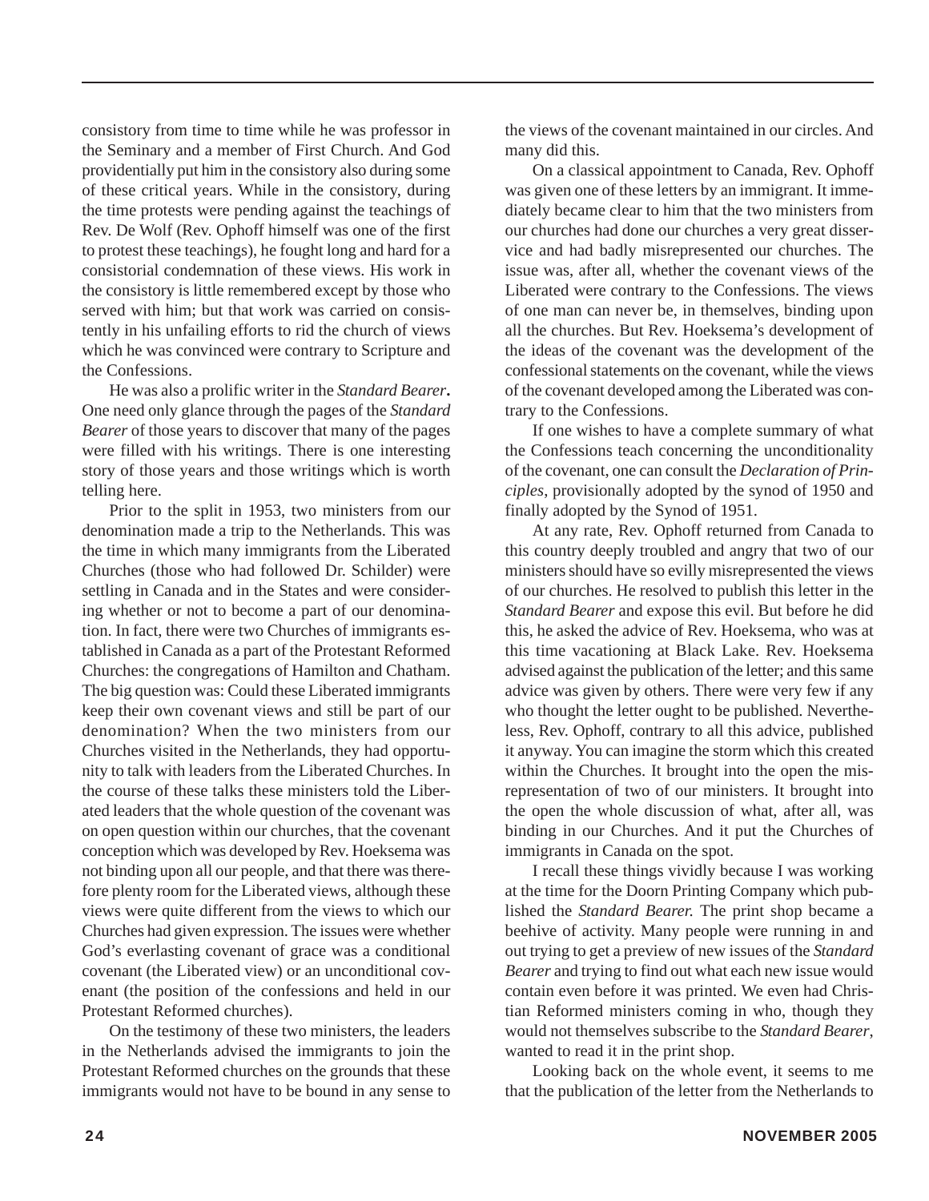consistory from time to time while he was professor in the Seminary and a member of First Church. And God providentially put him in the consistory also during some of these critical years. While in the consistory, during the time protests were pending against the teachings of Rev. De Wolf (Rev. Ophoff himself was one of the first to protest these teachings), he fought long and hard for a consistorial condemnation of these views. His work in the consistory is little remembered except by those who served with him; but that work was carried on consistently in his unfailing efforts to rid the church of views which he was convinced were contrary to Scripture and the Confessions.

He was also a prolific writer in the *Standard Bearer***.** One need only glance through the pages of the *Standard Bearer* of those years to discover that many of the pages were filled with his writings. There is one interesting story of those years and those writings which is worth telling here.

Prior to the split in 1953, two ministers from our denomination made a trip to the Netherlands. This was the time in which many immigrants from the Liberated Churches (those who had followed Dr. Schilder) were settling in Canada and in the States and were considering whether or not to become a part of our denomination. In fact, there were two Churches of immigrants established in Canada as a part of the Protestant Reformed Churches: the congregations of Hamilton and Chatham. The big question was: Could these Liberated immigrants keep their own covenant views and still be part of our denomination? When the two ministers from our Churches visited in the Netherlands, they had opportunity to talk with leaders from the Liberated Churches. In the course of these talks these ministers told the Liberated leaders that the whole question of the covenant was on open question within our churches, that the covenant conception which was developed by Rev. Hoeksema was not binding upon all our people, and that there was therefore plenty room for the Liberated views, although these views were quite different from the views to which our Churches had given expression. The issues were whether God's everlasting covenant of grace was a conditional covenant (the Liberated view) or an unconditional covenant (the position of the confessions and held in our Protestant Reformed churches).

On the testimony of these two ministers, the leaders in the Netherlands advised the immigrants to join the Protestant Reformed churches on the grounds that these immigrants would not have to be bound in any sense to the views of the covenant maintained in our circles. And many did this.

On a classical appointment to Canada, Rev. Ophoff was given one of these letters by an immigrant. It immediately became clear to him that the two ministers from our churches had done our churches a very great disservice and had badly misrepresented our churches. The issue was, after all, whether the covenant views of the Liberated were contrary to the Confessions. The views of one man can never be, in themselves, binding upon all the churches. But Rev. Hoeksema's development of the ideas of the covenant was the development of the confessional statements on the covenant, while the views of the covenant developed among the Liberated was contrary to the Confessions.

If one wishes to have a complete summary of what the Confessions teach concerning the unconditionality of the covenant, one can consult the *Declaration of Principles*, provisionally adopted by the synod of 1950 and finally adopted by the Synod of 1951.

At any rate, Rev. Ophoff returned from Canada to this country deeply troubled and angry that two of our ministers should have so evilly misrepresented the views of our churches. He resolved to publish this letter in the *Standard Bearer* and expose this evil. But before he did this, he asked the advice of Rev. Hoeksema, who was at this time vacationing at Black Lake. Rev. Hoeksema advised against the publication of the letter; and this same advice was given by others. There were very few if any who thought the letter ought to be published. Nevertheless, Rev. Ophoff, contrary to all this advice, published it anyway. You can imagine the storm which this created within the Churches. It brought into the open the misrepresentation of two of our ministers. It brought into the open the whole discussion of what, after all, was binding in our Churches. And it put the Churches of immigrants in Canada on the spot.

I recall these things vividly because I was working at the time for the Doorn Printing Company which published the *Standard Bearer.* The print shop became a beehive of activity. Many people were running in and out trying to get a preview of new issues of the *Standard Bearer* and trying to find out what each new issue would contain even before it was printed. We even had Christian Reformed ministers coming in who, though they would not themselves subscribe to the *Standard Bearer*, wanted to read it in the print shop.

Looking back on the whole event, it seems to me that the publication of the letter from the Netherlands to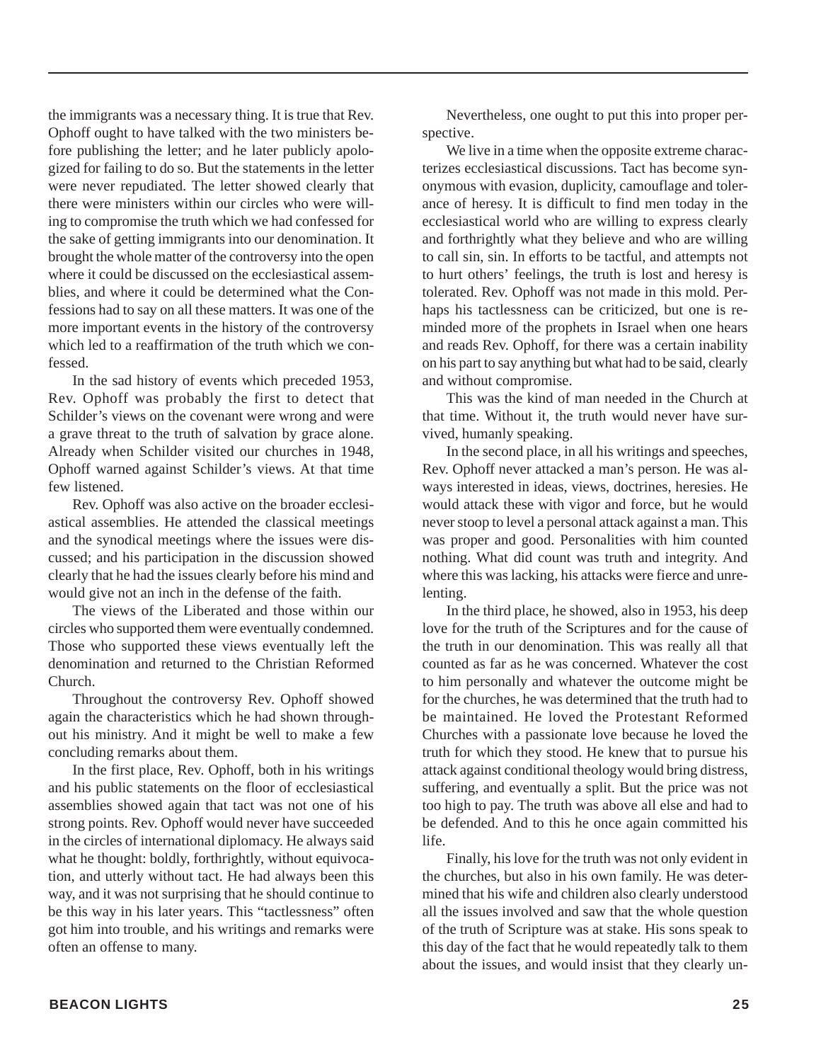the immigrants was a necessary thing. It is true that Rev. Ophoff ought to have talked with the two ministers before publishing the letter; and he later publicly apologized for failing to do so. But the statements in the letter were never repudiated. The letter showed clearly that there were ministers within our circles who were willing to compromise the truth which we had confessed for the sake of getting immigrants into our denomination. It brought the whole matter of the controversy into the open where it could be discussed on the ecclesiastical assemblies, and where it could be determined what the Confessions had to say on all these matters. It was one of the more important events in the history of the controversy which led to a reaffirmation of the truth which we confessed.

In the sad history of events which preceded 1953, Rev. Ophoff was probably the first to detect that Schilder's views on the covenant were wrong and were a grave threat to the truth of salvation by grace alone. Already when Schilder visited our churches in 1948, Ophoff warned against Schilder's views. At that time few listened.

Rev. Ophoff was also active on the broader ecclesiastical assemblies. He attended the classical meetings and the synodical meetings where the issues were discussed; and his participation in the discussion showed clearly that he had the issues clearly before his mind and would give not an inch in the defense of the faith.

The views of the Liberated and those within our circles who supported them were eventually condemned. Those who supported these views eventually left the denomination and returned to the Christian Reformed Church.

Throughout the controversy Rev. Ophoff showed again the characteristics which he had shown throughout his ministry. And it might be well to make a few concluding remarks about them.

In the first place, Rev. Ophoff, both in his writings and his public statements on the floor of ecclesiastical assemblies showed again that tact was not one of his strong points. Rev. Ophoff would never have succeeded in the circles of international diplomacy. He always said what he thought: boldly, forthrightly, without equivocation, and utterly without tact. He had always been this way, and it was not surprising that he should continue to be this way in his later years. This "tactlessness" often got him into trouble, and his writings and remarks were often an offense to many.

Nevertheless, one ought to put this into proper perspective.

We live in a time when the opposite extreme characterizes ecclesiastical discussions. Tact has become synonymous with evasion, duplicity, camouflage and tolerance of heresy. It is difficult to find men today in the ecclesiastical world who are willing to express clearly and forthrightly what they believe and who are willing to call sin, sin. In efforts to be tactful, and attempts not to hurt others' feelings, the truth is lost and heresy is tolerated. Rev. Ophoff was not made in this mold. Perhaps his tactlessness can be criticized, but one is reminded more of the prophets in Israel when one hears and reads Rev. Ophoff, for there was a certain inability on his part to say anything but what had to be said, clearly and without compromise.

This was the kind of man needed in the Church at that time. Without it, the truth would never have survived, humanly speaking.

In the second place, in all his writings and speeches, Rev. Ophoff never attacked a man's person. He was always interested in ideas, views, doctrines, heresies. He would attack these with vigor and force, but he would never stoop to level a personal attack against a man. This was proper and good. Personalities with him counted nothing. What did count was truth and integrity. And where this was lacking, his attacks were fierce and unrelenting.

In the third place, he showed, also in 1953, his deep love for the truth of the Scriptures and for the cause of the truth in our denomination. This was really all that counted as far as he was concerned. Whatever the cost to him personally and whatever the outcome might be for the churches, he was determined that the truth had to be maintained. He loved the Protestant Reformed Churches with a passionate love because he loved the truth for which they stood. He knew that to pursue his attack against conditional theology would bring distress, suffering, and eventually a split. But the price was not too high to pay. The truth was above all else and had to be defended. And to this he once again committed his life.

Finally, his love for the truth was not only evident in the churches, but also in his own family. He was determined that his wife and children also clearly understood all the issues involved and saw that the whole question of the truth of Scripture was at stake. His sons speak to this day of the fact that he would repeatedly talk to them about the issues, and would insist that they clearly un-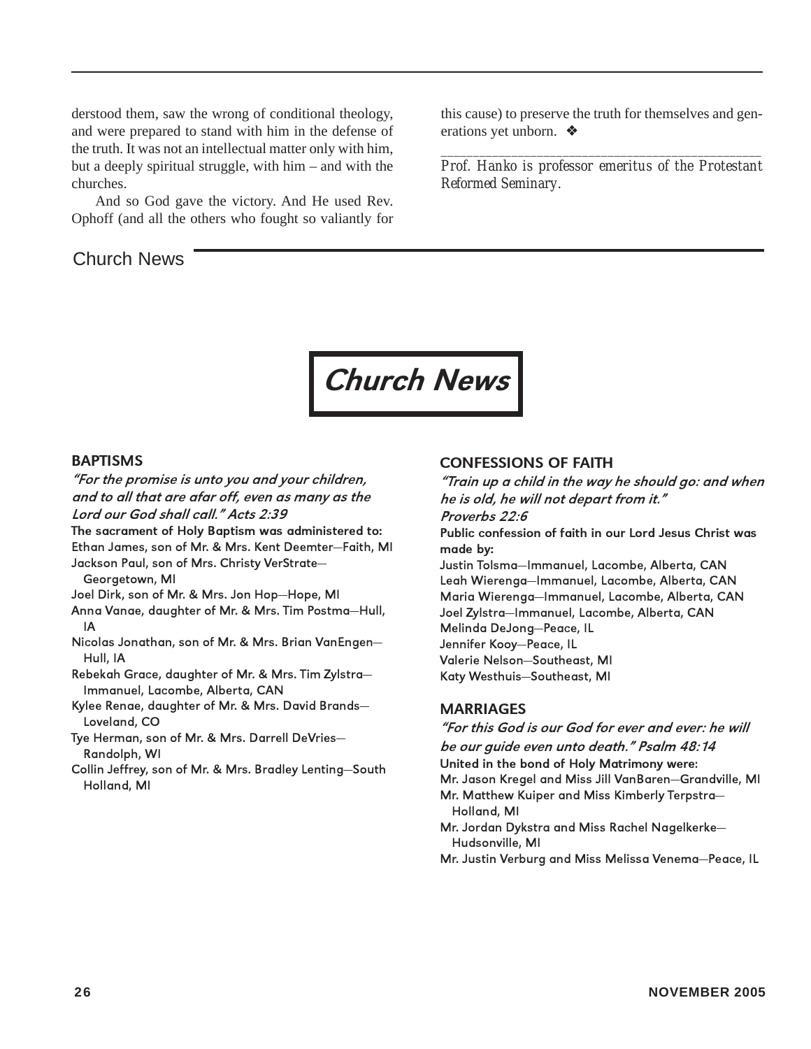derstood them, saw the wrong of conditional theology, and were prepared to stand with him in the defense of the truth. It was not an intellectual matter only with him, but a deeply spiritual struggle, with him – and with the churches.

And so God gave the victory. And He used Rev. Ophoff (and all the others who fought so valiantly for this cause) to preserve the truth for themselves and generations yet unborn. ❖

---

*Prof. Hanko is professor emeritus of the Protestant Reformed Seminary.*

# Church News

### BAPTISMS

***"For the promise is unto you and your children, and to all that are afar off, even as many as the Lord our God shall call." Acts 2:39***

**The sacrament of Holy Baptism was administered to:**

Ethan James, son of Mr. & Mrs. Kent Deemter—Faith, MI

Jackson Paul, son of Mrs. Christy VerStrate—Georgetown, MI

Joel Dirk, son of Mr. & Mrs. Jon Hop—Hope, MI

Anna Vanae, daughter of Mr. & Mrs. Tim Postma—Hull, IA

Nicolas Jonathan, son of Mr. & Mrs. Brian VanEngen—Hull, IA

Rebekah Grace, daughter of Mr. & Mrs. Tim Zylstra—Immanuel, Lacombe, Alberta, CAN

Kylee Renae, daughter of Mr. & Mrs. David Brands—Loveland, CO

Tye Herman, son of Mr. & Mrs. Darrell DeVries—Randolph, WI

Collin Jeffrey, son of Mr. & Mrs. Bradley Lenting—South Holland, MI

### CONFESSIONS OF FAITH

***"Train up a child in the way he should go: and when he is old, he will not depart from it." Proverbs 22:6***

**Public confession of faith in our Lord Jesus Christ was made by:**

Justin Tolsma—Immanuel, Lacombe, Alberta, CAN

Leah Wierenga—Immanuel, Lacombe, Alberta, CAN

Maria Wierenga—Immanuel, Lacombe, Alberta, CAN

Joel Zylstra—Immanuel, Lacombe, Alberta, CAN

Melinda DeJong—Peace, IL

Jennifer Kooy—Peace, IL

Valerie Nelson—Southeast, MI

Katy Westhuis—Southeast, MI

### MARRIAGES

***"For this God is our God for ever and ever: he will be our guide even unto death." Psalm 48:14***

**United in the bond of Holy Matrimony were:**

Mr. Jason Kregel and Miss Jill VanBaren—Grandville, MI

Mr. Matthew Kuiper and Miss Kimberly Terpstra—Holland, MI

Mr. Jordan Dykstra and Miss Rachel Nagelkerke—Hudsonville, MI

Mr. Justin Verburg and Miss Melissa Venema—Peace, IL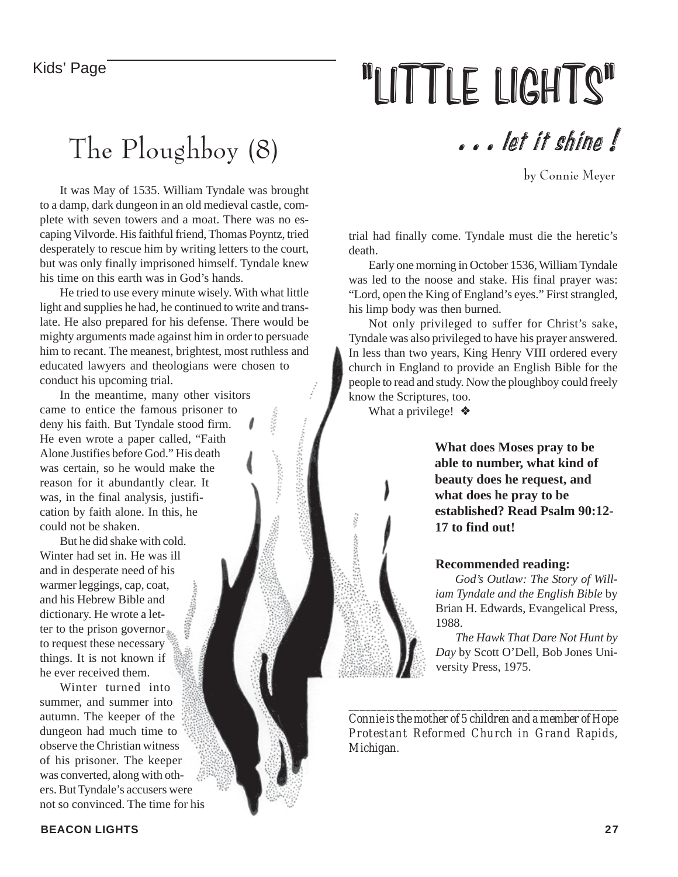Kids' Page

# "LITTLE LIGHTS"

*. . . let it shine !*

## The Ploughboy (8)

by Connie Meyer

It was May of 1535. William Tyndale was brought to a damp, dark dungeon in an old medieval castle, complete with seven towers and a moat. There was no escaping Vilvorde. His faithful friend, Thomas Poyntz, tried desperately to rescue him by writing letters to the court, but was only finally imprisoned himself. Tyndale knew his time on this earth was in God's hands.

He tried to use every minute wisely. With what little light and supplies he had, he continued to write and translate. He also prepared for his defense. There would be mighty arguments made against him in order to persuade him to recant. The meanest, brightest, most ruthless and educated lawyers and theologians were chosen to conduct his upcoming trial.

In the meantime, many other visitors came to entice the famous prisoner to deny his faith. But Tyndale stood firm. He even wrote a paper called, "Faith Alone Justifies before God." His death was certain, so he would make the reason for it abundantly clear. It was, in the final analysis, justification by faith alone. In this, he could not be shaken.

But he did shake with cold. Winter had set in. He was ill and in desperate need of his warmer leggings, cap, coat, and his Hebrew Bible and dictionary. He wrote a letter to the prison governor to request these necessary things. It is not known if he ever received them.

Winter turned into summer, and summer into autumn. The keeper of the dungeon had much time to observe the Christian witness of his prisoner. The keeper was converted, along with others. But Tyndale's accusers were not so convinced. The time for his trial had finally come. Tyndale must die the heretic's death.

Early one morning in October 1536, William Tyndale was led to the noose and stake. His final prayer was: "Lord, open the King of England's eyes." First strangled, his limp body was then burned.

Not only privileged to suffer for Christ's sake, Tyndale was also privileged to have his prayer answered. In less than two years, King Henry VIII ordered every church in England to provide an English Bible for the people to read and study. Now the ploughboy could freely know the Scriptures, too.

What a privilege! ❖

**What does Moses pray to be able to number, what kind of beauty does he request, and what does he pray to be established? Read Psalm 90:12-17 to find out!**

**Recommended reading:**

*God's Outlaw: The Story of William Tyndale and the English Bible* by Brian H. Edwards, Evangelical Press, 1988.

*The Hawk That Dare Not Hunt by Day* by Scott O'Dell, Bob Jones University Press, 1975.

---

*Connie is the mother of 5 children and a member of Hope Protestant Reformed Church in Grand Rapids, Michigan.*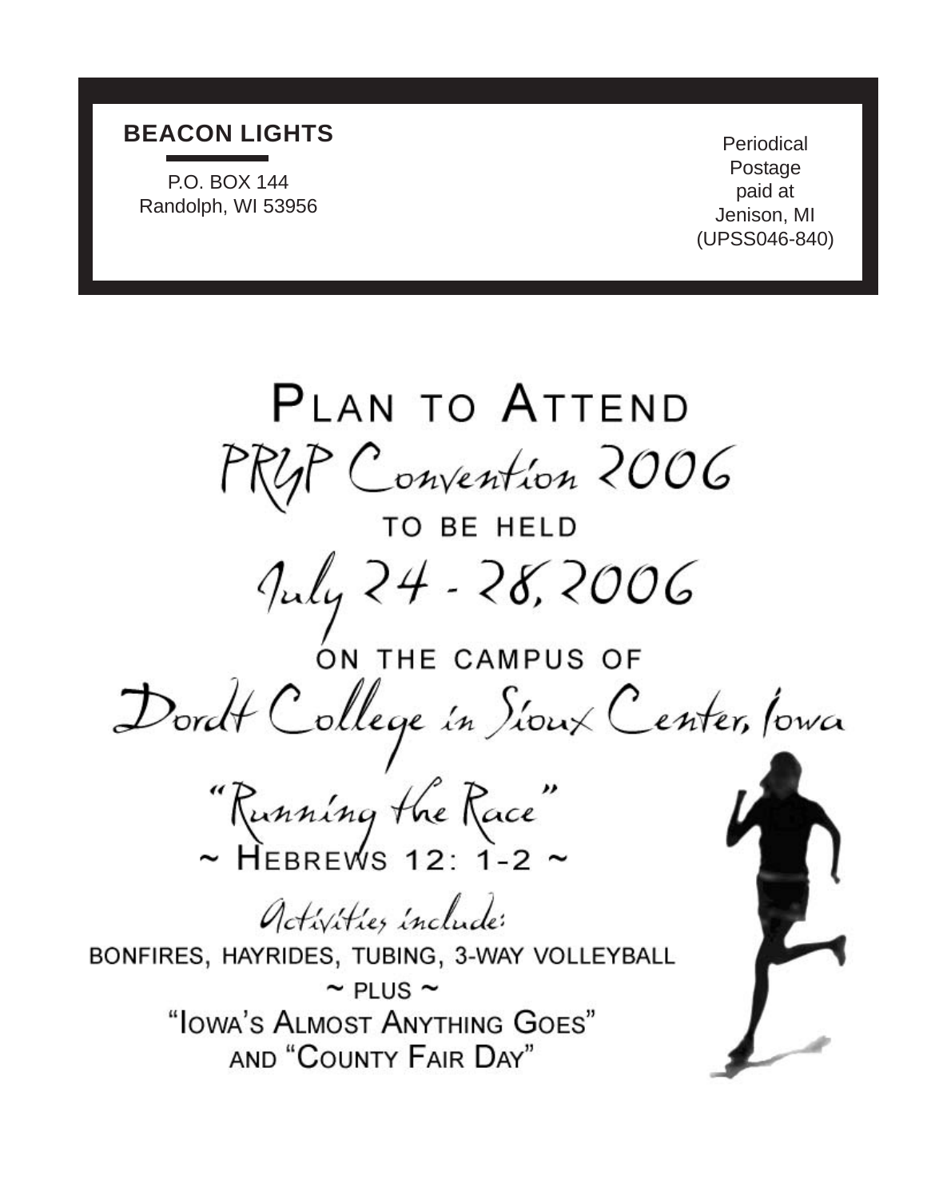**BEACON LIGHTS**

P.O. BOX 144
Randolph, WI 53956

Periodical
Postage
paid at
Jenison, MI
(UPSS046-840)

# Plan to Attend

## PRYP Convention 2006

TO BE HELD

## July 24 - 28, 2006

ON THE CAMPUS OF

## Dordt College in Sioux Center, Iowa

### "Running the Race"

~ Hebrews 12: 1-2 ~

*Activities include:*

BONFIRES, HAYRIDES, TUBING, 3-WAY VOLLEYBALL

~ PLUS ~

"Iowa's Almost Anything Goes"
and "County Fair Day"